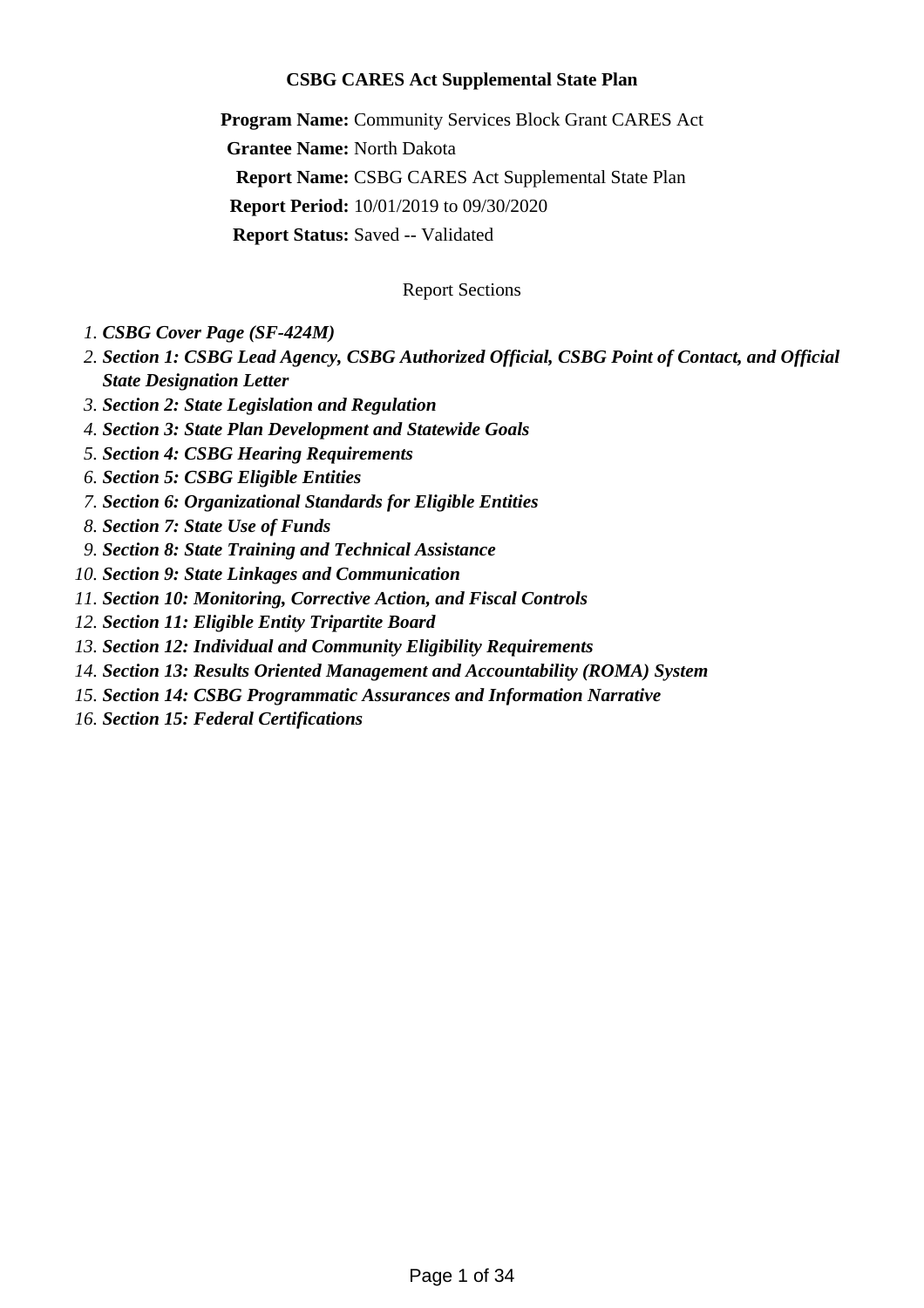# CSBG CARES Act Supplemental State Plan

**Program Name:** Community Services Block Grant CARES Act

**Grantee Name:** North Dakota

**Report Name:** CSBG CARES Act Supplemental State Plan

**Report Period:** 10/01/2019 to 09/30/2020

**Report Status:** Saved -- Validated

Report Sections

1. ***CSBG Cover Page (SF-424M)***
2. ***Section 1: CSBG Lead Agency, CSBG Authorized Official, CSBG Point of Contact, and Official State Designation Letter***
3. ***Section 2: State Legislation and Regulation***
4. ***Section 3: State Plan Development and Statewide Goals***
5. ***Section 4: CSBG Hearing Requirements***
6. ***Section 5: CSBG Eligible Entities***
7. ***Section 6: Organizational Standards for Eligible Entities***
8. ***Section 7: State Use of Funds***
9. ***Section 8: State Training and Technical Assistance***
10. ***Section 9: State Linkages and Communication***
11. ***Section 10: Monitoring, Corrective Action, and Fiscal Controls***
12. ***Section 11: Eligible Entity Tripartite Board***
13. ***Section 12: Individual and Community Eligibility Requirements***
14. ***Section 13: Results Oriented Management and Accountability (ROMA) System***
15. ***Section 14: CSBG Programmatic Assurances and Information Narrative***
16. ***Section 15: Federal Certifications***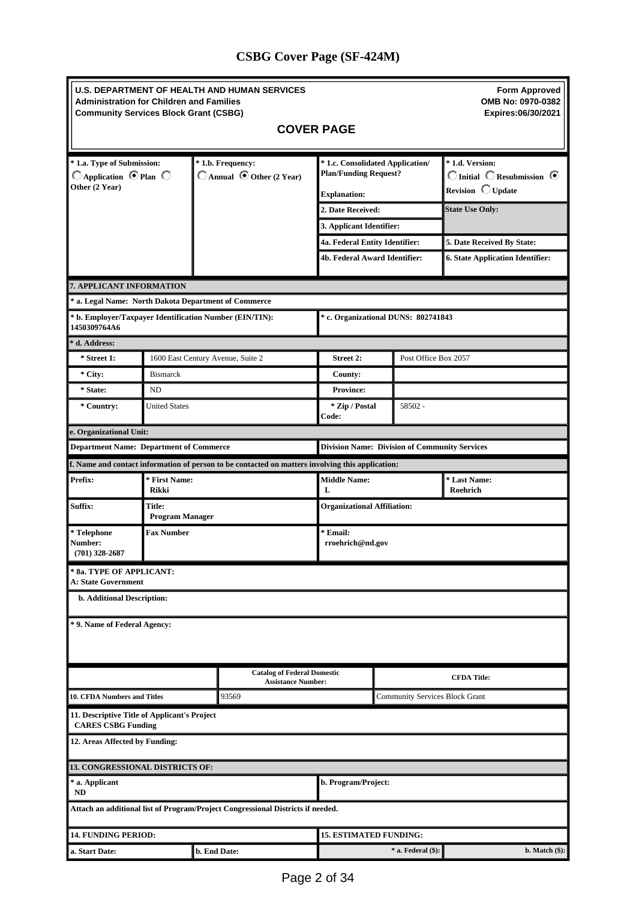# CSBG Cover Page (SF-424M)

**U.S. DEPARTMENT OF HEALTH AND HUMAN SERVICES**
**Administration for Children and Families**
**Community Services Block Grant (CSBG)**

**Form Approved**
**OMB No: 0970-0382**
**Expires:06/30/2021**

## COVER PAGE

| * 1.a. Type of Submission: | * 1.b. Frequency: | * 1.c. Consolidated Application/ Plan/Funding Request? | * 1.d. Version: |
|---|---|---|---|
| ○ Application ◉ Plan ○ Other (2 Year) | ○ Annual ◉ Other (2 Year) | Explanation: | ○ Initial ○ Resubmission ◉ Revision ○ Update |
| | | 2. Date Received: | State Use Only: |
| | | 3. Applicant Identifier: | |
| | | 4a. Federal Entity Identifier: | 5. Date Received By State: |
| | | 4b. Federal Award Identifier: | 6. State Application Identifier: |

**7. APPLICANT INFORMATION**

| | | | |
|---|---|---|---|
| * a. Legal Name: North Dakota Department of Commerce | | | |
| * b. Employer/Taxpayer Identification Number (EIN/TIN): 1450309764A6 | | * c. Organizational DUNS: 802741843 | |
| **\* d. Address:** | | | |
| * Street 1: | 1600 East Century Avenue, Suite 2 | Street 2: | Post Office Box 2057 |
| * City: | Bismarck | County: | |
| * State: | ND | Province: | |
| * Country: | United States | * Zip / Postal Code: | 58502 - |
| **e. Organizational Unit:** | | | |
| Department Name: Department of Commerce | | Division Name: Division of Community Services | |

**f. Name and contact information of person to be contacted on matters involving this application:**

| | | | |
|---|---|---|---|
| Prefix: | * First Name: Rikki | Middle Name: L | * Last Name: Roehrich |
| Suffix: | Title: Program Manager | Organizational Affiliation: | |
| * Telephone Number: (701) 328-2687 | Fax Number | * Email: rroehrich@nd.gov | |

**\* 8a. TYPE OF APPLICANT:**
A: State Government

**b. Additional Description:**

**\* 9. Name of Federal Agency:**

| | Catalog of Federal Domestic Assistance Number: | CFDA Title: |
|---|---|---|
| 10. CFDA Numbers and Titles | 93569 | Community Services Block Grant |

**11. Descriptive Title of Applicant's Project**
CARES CSBG Funding

**12. Areas Affected by Funding:**

**13. CONGRESSIONAL DISTRICTS OF:**

| | |
|---|---|
| * a. Applicant ND | b. Program/Project: |

Attach an additional list of Program/Project Congressional Districts if needed.

| 14. FUNDING PERIOD: | | 15. ESTIMATED FUNDING: | |
|---|---|---|---|
| a. Start Date: | b. End Date: | * a. Federal ($): | b. Match ($): |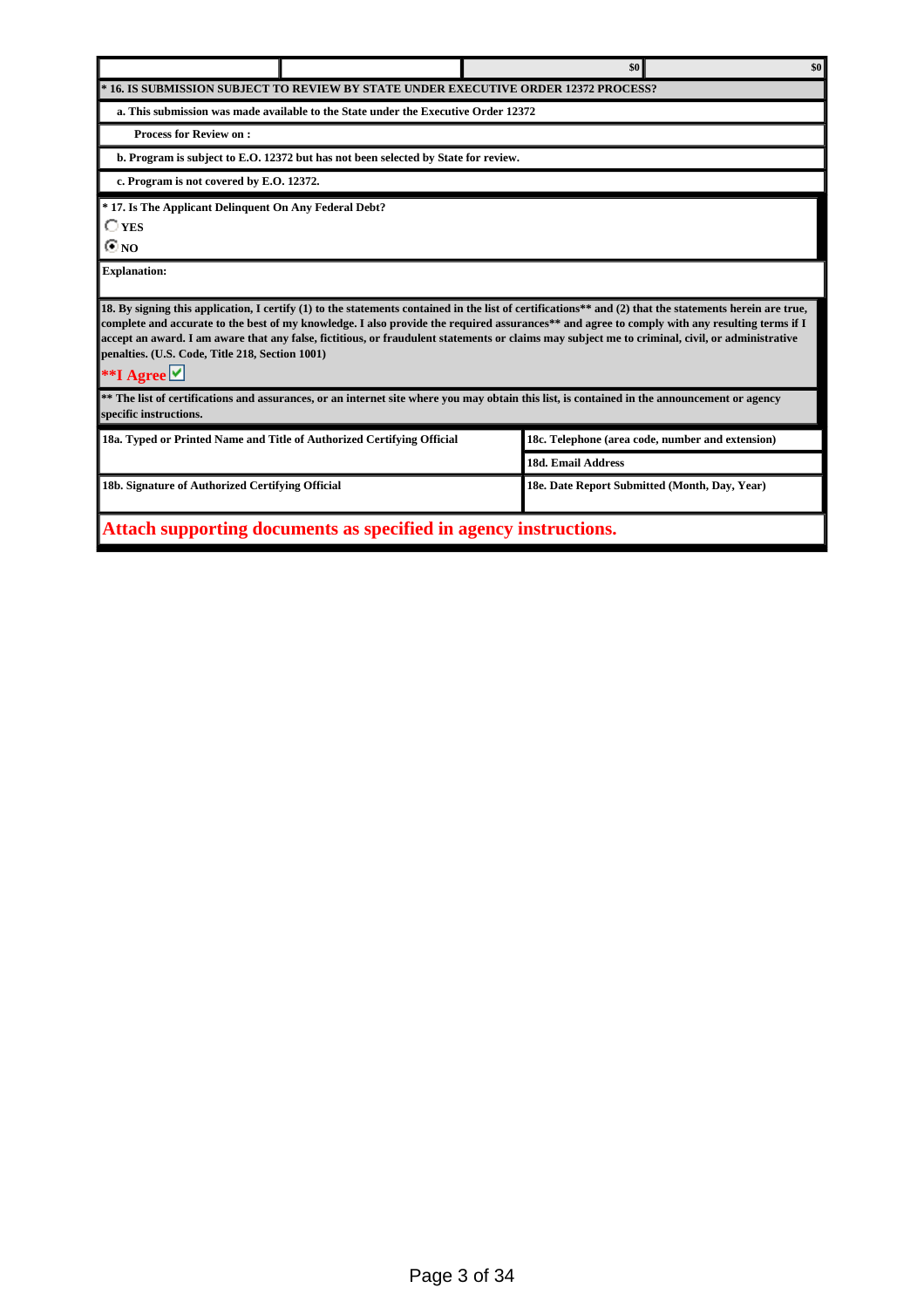| | | $0 | $0 |
|---|---|---|---|

**\* 16. IS SUBMISSION SUBJECT TO REVIEW BY STATE UNDER EXECUTIVE ORDER 12372 PROCESS?**

**a. This submission was made available to the State under the Executive Order 12372**

**Process for Review on :**

**b. Program is subject to E.O. 12372 but has not been selected by State for review.**

**c. Program is not covered by E.O. 12372.**

**\* 17. Is The Applicant Delinquent On Any Federal Debt?**

○ **YES**

◉ **NO**

**Explanation:**

**18. By signing this application, I certify (1) to the statements contained in the list of certifications\*\* and (2) that the statements herein are true, complete and accurate to the best of my knowledge. I also provide the required assurances\*\* and agree to comply with any resulting terms if I accept an award. I am aware that any false, fictitious, or fraudulent statements or claims may subject me to criminal, civil, or administrative penalties. (U.S. Code, Title 218, Section 1001)**

**\*\*I Agree** ☑

**\*\* The list of certifications and assurances, or an internet site where you may obtain this list, is contained in the announcement or agency specific instructions.**

| 18a. Typed or Printed Name and Title of Authorized Certifying Official | 18c. Telephone (area code, number and extension) |
|---|---|
| | 18d. Email Address |
| 18b. Signature of Authorized Certifying Official | 18e. Date Report Submitted (Month, Day, Year) |

**Attach supporting documents as specified in agency instructions.**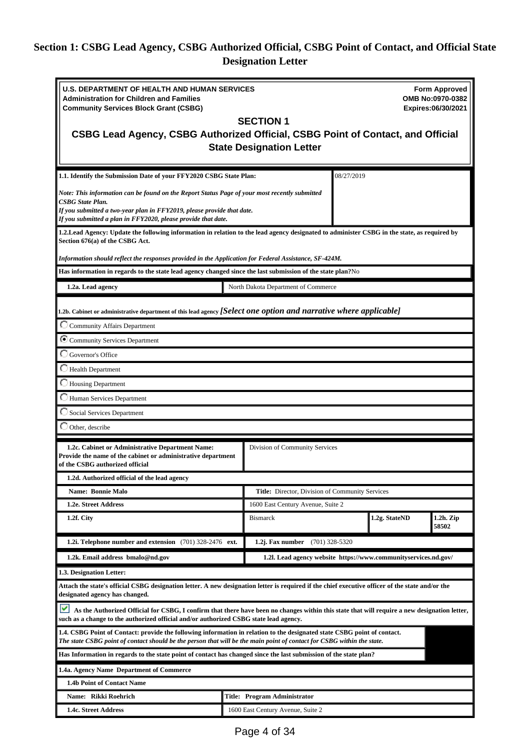## Section 1: CSBG Lead Agency, CSBG Authorized Official, CSBG Point of Contact, and Official State Designation Letter

**U.S. DEPARTMENT OF HEALTH AND HUMAN SERVICES**
**Administration for Children and Families**
**Community Services Block Grant (CSBG)**

**Form Approved**
**OMB No:0970-0382**
**Expires:06/30/2021**

### SECTION 1
### CSBG Lead Agency, CSBG Authorized Official, CSBG Point of Contact, and Official State Designation Letter

| | |
|---|---|
| **1.1. Identify the Submission Date of your FFY2020 CSBG State Plan:**<br>*Note: This information can be found on the Report Status Page of your most recently submitted CSBG State Plan.*<br>*If you submitted a two-year plan in FFY2019, please provide that date.*<br>*If you submitted a plan in FFY2020, please provide that date.* | 08/27/2019 |

**1.2.Lead Agency: Update the following information in relation to the lead agency designated to administer CSBG in the state, as required by Section 676(a) of the CSBG Act.**

***Information should reflect the responses provided in the Application for Federal Assistance, SF-424M.***

**Has information in regards to the state lead agency changed since the last submission of the state plan?** No

| | |
|---|---|
| **1.2a. Lead agency** | North Dakota Department of Commerce |

**1.2b. Cabinet or administrative department of this lead agency** ***[Select one option and narrative where applicable]***

- ○ Community Affairs Department
- ● Community Services Department
- ○ Governor's Office
- ○ Health Department
- ○ Housing Department
- ○ Human Services Department
- ○ Social Services Department
- ○ Other, describe

| | | | |
|---|---|---|---|
| **1.2c. Cabinet or Administrative Department Name: Provide the name of the cabinet or administrative department of the CSBG authorized official** | Division of Community Services | | |
| **1.2d. Authorized official of the lead agency** | | | |
| **Name: Bonnie Malo** | **Title:** Director, Division of Community Services | | |
| **1.2e. Street Address** | 1600 East Century Avenue, Suite 2 | | |
| **1.2f. City** | Bismarck | **1.2g. State** ND | **1.2h. Zip** 58502 |
| **1.2i. Telephone number and extension** (701) 328-2476 **ext.** | **1.2j. Fax number** (701) 328-5320 | | |
| **1.2k. Email address bmalo@nd.gov** | **1.2l. Lead agency website https://www.communityservices.nd.gov/** | | |

**1.3. Designation Letter:**

**Attach the state's official CSBG designation letter. A new designation letter is required if the chief executive officer of the state and/or the designated agency has changed.**

☑ **As the Authorized Official for CSBG, I confirm that there have been no changes within this state that will require a new designation letter, such as a change to the authorized official and/or authorized CSBG state lead agency.**

**1.4. CSBG Point of Contact: provide the following information in relation to the designated state CSBG point of contact.**
***The state CSBG point of contact should be the person that will be the main point of contact for CSBG within the state.***

**Has Information in regards to the state point of contact has changed since the last submission of the state plan?**

**1.4a. Agency Name Department of Commerce**

| | |
|---|---|
| **1.4b Point of Contact Name** | |
| **Name: Rikki Roehrich** | **Title: Program Administrator** |
| **1.4c. Street Address** | 1600 East Century Avenue, Suite 2 |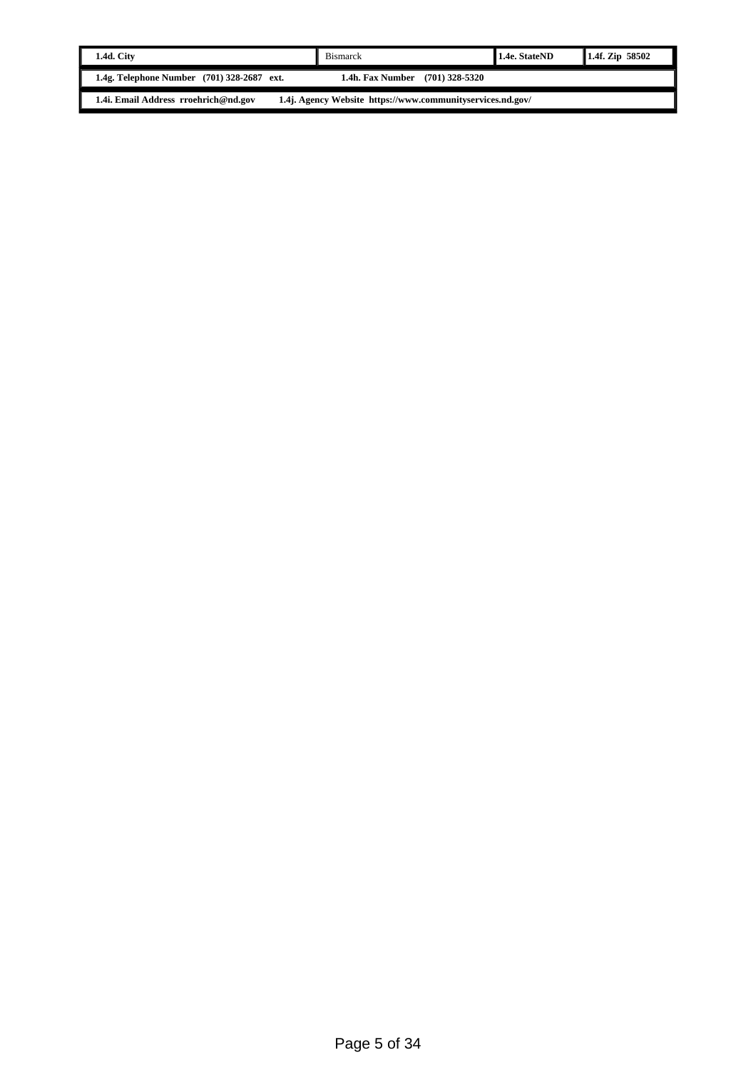| 1.4d. City | Bismarck | 1.4e. StateND | 1.4f. Zip 58502 |
| --- | --- | --- | --- |

| 1.4g. Telephone Number (701) 328-2687 ext. | 1.4h. Fax Number (701) 328-5320 |
| --- | --- |

| 1.4i. Email Address rroehrich@nd.gov | 1.4j. Agency Website https://www.communityservices.nd.gov/ |
| --- | --- |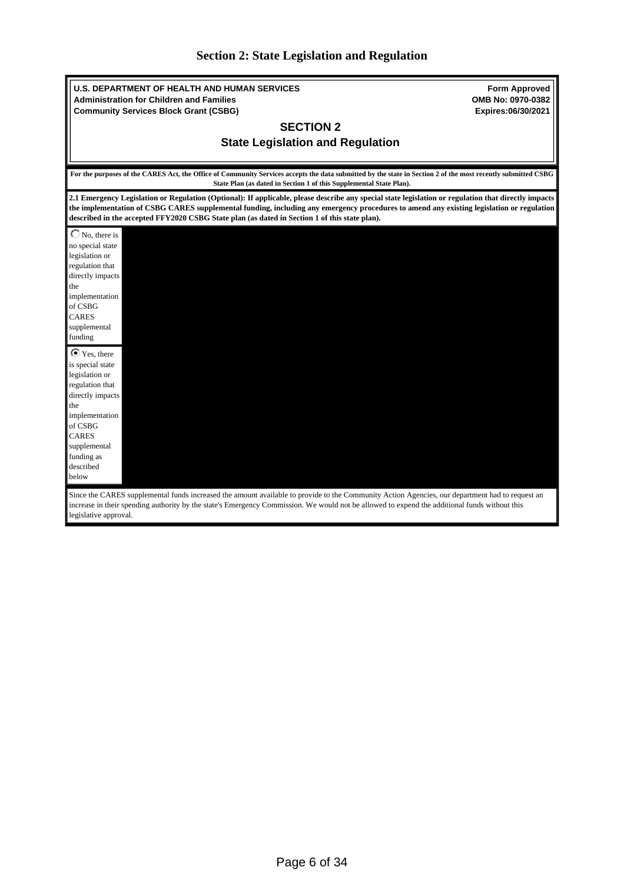## Section 2: State Legislation and Regulation

**U.S. DEPARTMENT OF HEALTH AND HUMAN SERVICES**
**Administration for Children and Families**
**Community Services Block Grant (CSBG)**

**Form Approved**
**OMB No: 0970-0382**
**Expires:06/30/2021**

### SECTION 2
### State Legislation and Regulation

**For the purposes of the CARES Act, the Office of Community Services accepts the data submitted by the state in Section 2 of the most recently submitted CSBG State Plan (as dated in Section 1 of this Supplemental State Plan).**

**2.1 Emergency Legislation or Regulation (Optional): If applicable, please describe any special state legislation or regulation that directly impacts the implementation of CSBG CARES supplemental funding, including any emergency procedures to amend any existing legislation or regulation described in the accepted FFY2020 CSBG State plan (as dated in Section 1 of this state plan).**

- ○ No, there is no special state legislation or regulation that directly impacts the implementation of CSBG CARES supplemental funding
- ◉ Yes, there is special state legislation or regulation that directly impacts the implementation of CSBG CARES supplemental funding as described below

Since the CARES supplemental funds increased the amount available to provide to the Community Action Agencies, our department had to request an increase in their spending authority by the state's Emergency Commission. We would not be allowed to expend the additional funds without this legislative approval.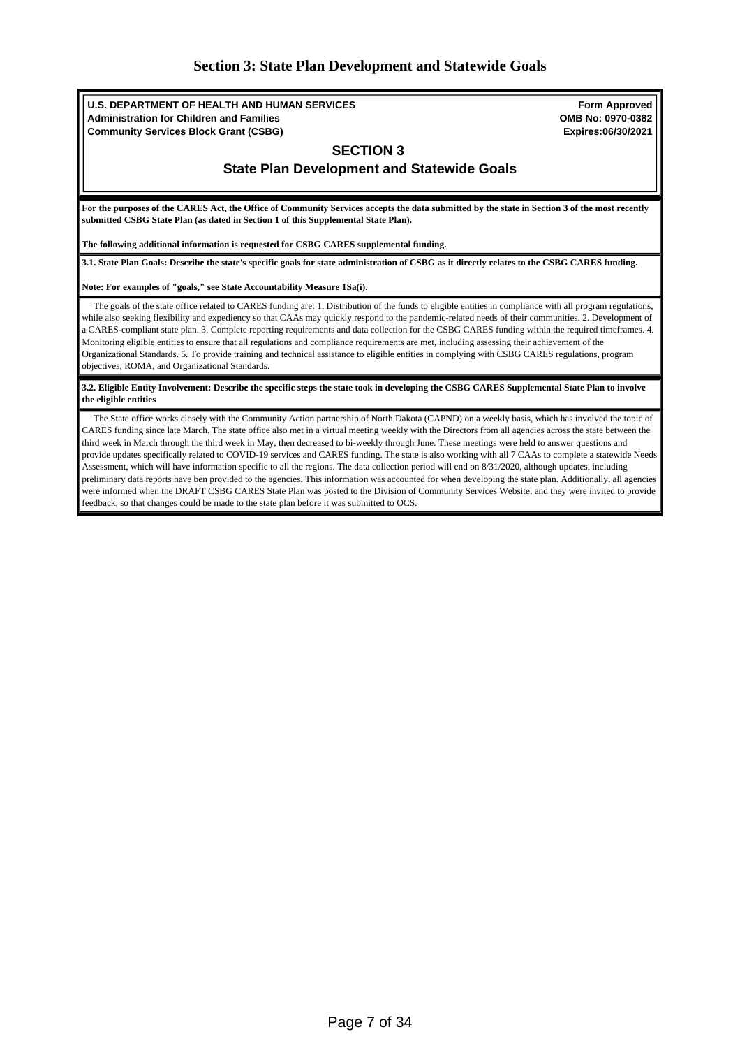# Section 3: State Plan Development and Statewide Goals

**U.S. DEPARTMENT OF HEALTH AND HUMAN SERVICES**
**Administration for Children and Families**
**Community Services Block Grant (CSBG)**

**Form Approved**
**OMB No: 0970-0382**
**Expires:06/30/2021**

## SECTION 3
## State Plan Development and Statewide Goals

**For the purposes of the CARES Act, the Office of Community Services accepts the data submitted by the state in Section 3 of the most recently submitted CSBG State Plan (as dated in Section 1 of this Supplemental State Plan).**

**The following additional information is requested for CSBG CARES supplemental funding.**

**3.1. State Plan Goals: Describe the state's specific goals for state administration of CSBG as it directly relates to the CSBG CARES funding.**

**Note: For examples of "goals," see State Accountability Measure 1Sa(i).**

The goals of the state office related to CARES funding are: 1. Distribution of the funds to eligible entities in compliance with all program regulations, while also seeking flexibility and expediency so that CAAs may quickly respond to the pandemic-related needs of their communities. 2. Development of a CARES-compliant state plan. 3. Complete reporting requirements and data collection for the CSBG CARES funding within the required timeframes. 4. Monitoring eligible entities to ensure that all regulations and compliance requirements are met, including assessing their achievement of the Organizational Standards. 5. To provide training and technical assistance to eligible entities in complying with CSBG CARES regulations, program objectives, ROMA, and Organizational Standards.

**3.2. Eligible Entity Involvement: Describe the specific steps the state took in developing the CSBG CARES Supplemental State Plan to involve the eligible entities**

The State office works closely with the Community Action partnership of North Dakota (CAPND) on a weekly basis, which has involved the topic of CARES funding since late March. The state office also met in a virtual meeting weekly with the Directors from all agencies across the state between the third week in March through the third week in May, then decreased to bi-weekly through June. These meetings were held to answer questions and provide updates specifically related to COVID-19 services and CARES funding. The state is also working with all 7 CAAs to complete a statewide Needs Assessment, which will have information specific to all the regions. The data collection period will end on 8/31/2020, although updates, including preliminary data reports have ben provided to the agencies. This information was accounted for when developing the state plan. Additionally, all agencies were informed when the DRAFT CSBG CARES State Plan was posted to the Division of Community Services Website, and they were invited to provide feedback, so that changes could be made to the state plan before it was submitted to OCS.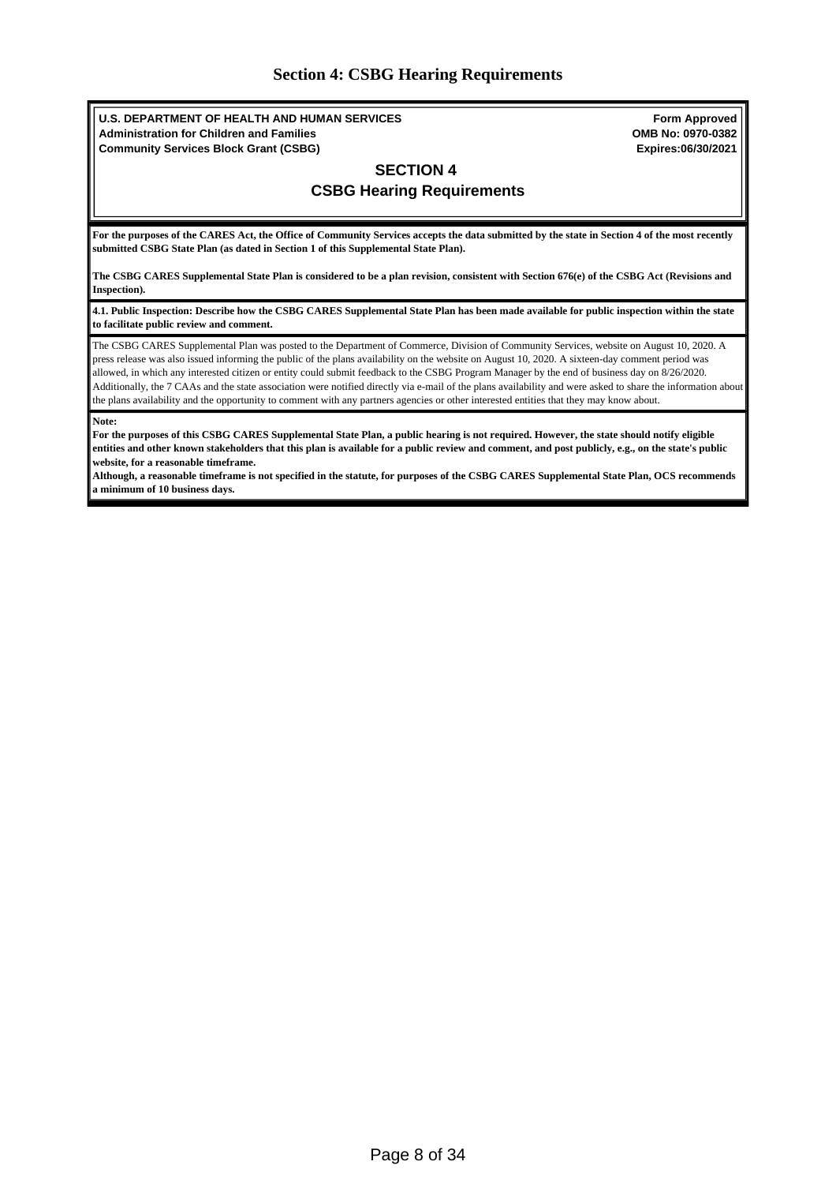# Section 4: CSBG Hearing Requirements

**U.S. DEPARTMENT OF HEALTH AND HUMAN SERVICES**
**Administration for Children and Families**
**Community Services Block Grant (CSBG)**

**Form Approved**
**OMB No: 0970-0382**
**Expires:06/30/2021**

## SECTION 4
## CSBG Hearing Requirements

**For the purposes of the CARES Act, the Office of Community Services accepts the data submitted by the state in Section 4 of the most recently submitted CSBG State Plan (as dated in Section 1 of this Supplemental State Plan).**

**The CSBG CARES Supplemental State Plan is considered to be a plan revision, consistent with Section 676(e) of the CSBG Act (Revisions and Inspection).**

**4.1. Public Inspection: Describe how the CSBG CARES Supplemental State Plan has been made available for public inspection within the state to facilitate public review and comment.**

The CSBG CARES Supplemental Plan was posted to the Department of Commerce, Division of Community Services, website on August 10, 2020. A press release was also issued informing the public of the plans availability on the website on August 10, 2020. A sixteen-day comment period was allowed, in which any interested citizen or entity could submit feedback to the CSBG Program Manager by the end of business day on 8/26/2020. Additionally, the 7 CAAs and the state association were notified directly via e-mail of the plans availability and were asked to share the information about the plans availability and the opportunity to comment with any partners agencies or other interested entities that they may know about.

**Note:**
**For the purposes of this CSBG CARES Supplemental State Plan, a public hearing is not required. However, the state should notify eligible entities and other known stakeholders that this plan is available for a public review and comment, and post publicly, e.g., on the state's public website, for a reasonable timeframe.**
**Although, a reasonable timeframe is not specified in the statute, for purposes of the CSBG CARES Supplemental State Plan, OCS recommends a minimum of 10 business days.**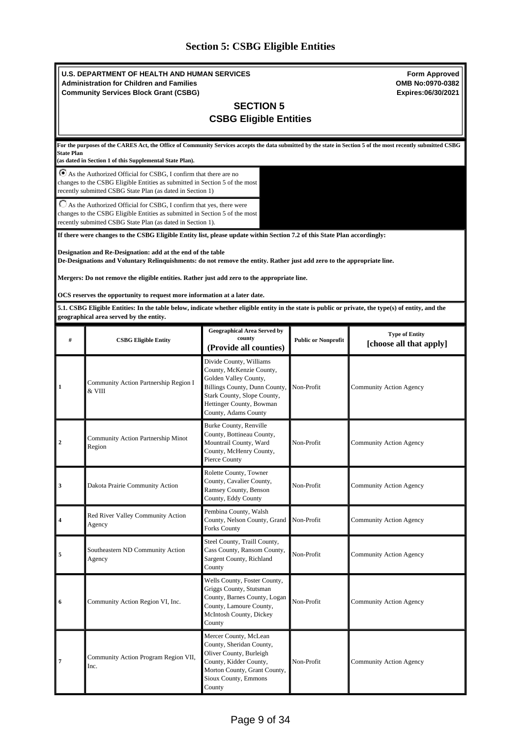# Section 5: CSBG Eligible Entities

**U.S. DEPARTMENT OF HEALTH AND HUMAN SERVICES**
**Administration for Children and Families**
**Community Services Block Grant (CSBG)**

**Form Approved**
**OMB No:0970-0382**
**Expires:06/30/2021**

## SECTION 5
## CSBG Eligible Entities

**For the purposes of the CARES Act, the Office of Community Services accepts the data submitted by the state in Section 5 of the most recently submitted CSBG State Plan**
**(as dated in Section 1 of this Supplemental State Plan).**

◉ As the Authorized Official for CSBG, I confirm that there are no changes to the CSBG Eligible Entities as submitted in Section 5 of the most recently submitted CSBG State Plan (as dated in Section 1)

○ As the Authorized Official for CSBG, I confirm that yes, there were changes to the CSBG Eligible Entities as submitted in Section 5 of the most recently submitted CSBG State Plan (as dated in Section 1).

**If there were changes to the CSBG Eligible Entity list, please update within Section 7.2 of this State Plan accordingly:**

**Designation and Re-Designation: add at the end of the table**
**De-Designations and Voluntary Relinquishments: do not remove the entity. Rather just add zero to the appropriate line.**

**Mergers: Do not remove the eligible entities. Rather just add zero to the appropriate line.**

**OCS reserves the opportunity to request more information at a later date.**

**5.1. CSBG Eligible Entities: In the table below, indicate whether eligible entity in the state is public or private, the type(s) of entity, and the geographical area served by the entity.**

| # | CSBG Eligible Entity | Geographical Area Served by county (Provide all counties) | Public or Nonprofit | Type of Entity [choose all that apply] |
|---|---|---|---|---|
| 1 | Community Action Partnership Region I & VIII | Divide County, Williams County, McKenzie County, Golden Valley County, Billings County, Dunn County, Stark County, Slope County, Hettinger County, Bowman County, Adams County | Non-Profit | Community Action Agency |
| 2 | Community Action Partnership Minot Region | Burke County, Renville County, Bottineau County, Mountrail County, Ward County, McHenry County, Pierce County | Non-Profit | Community Action Agency |
| 3 | Dakota Prairie Community Action | Rolette County, Towner County, Cavalier County, Ramsey County, Benson County, Eddy County | Non-Profit | Community Action Agency |
| 4 | Red River Valley Community Action Agency | Pembina County, Walsh County, Nelson County, Grand Forks County | Non-Profit | Community Action Agency |
| 5 | Southeastern ND Community Action Agency | Steel County, Traill County, Cass County, Ransom County, Sargent County, Richland County | Non-Profit | Community Action Agency |
| 6 | Community Action Region VI, Inc. | Wells County, Foster County, Griggs County, Stutsman County, Barnes County, Logan County, Lamoure County, McIntosh County, Dickey County | Non-Profit | Community Action Agency |
| 7 | Community Action Program Region VII, Inc. | Mercer County, McLean County, Sheridan County, Oliver County, Burleigh County, Kidder County, Morton County, Grant County, Sioux County, Emmons County | Non-Profit | Community Action Agency |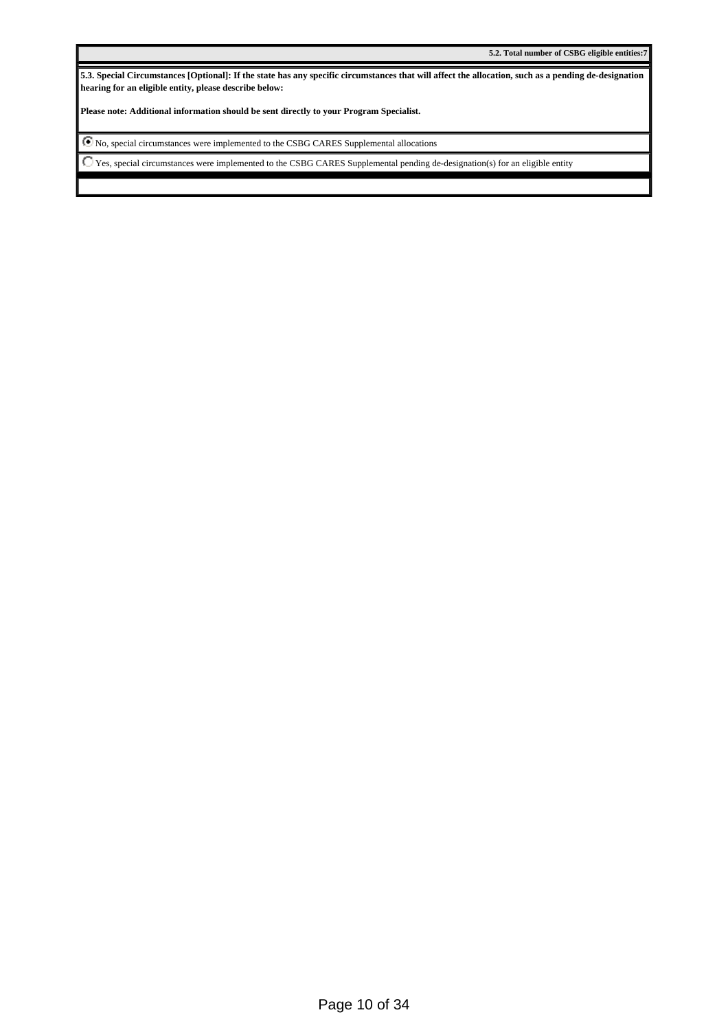**5.2. Total number of CSBG eligible entities:7**

**5.3. Special Circumstances [Optional]: If the state has any specific circumstances that will affect the allocation, such as a pending de-designation hearing for an eligible entity, please describe below:**

**Please note: Additional information should be sent directly to your Program Specialist.**

- [x] No, special circumstances were implemented to the CSBG CARES Supplemental allocations
- [ ] Yes, special circumstances were implemented to the CSBG CARES Supplemental pending de-designation(s) for an eligible entity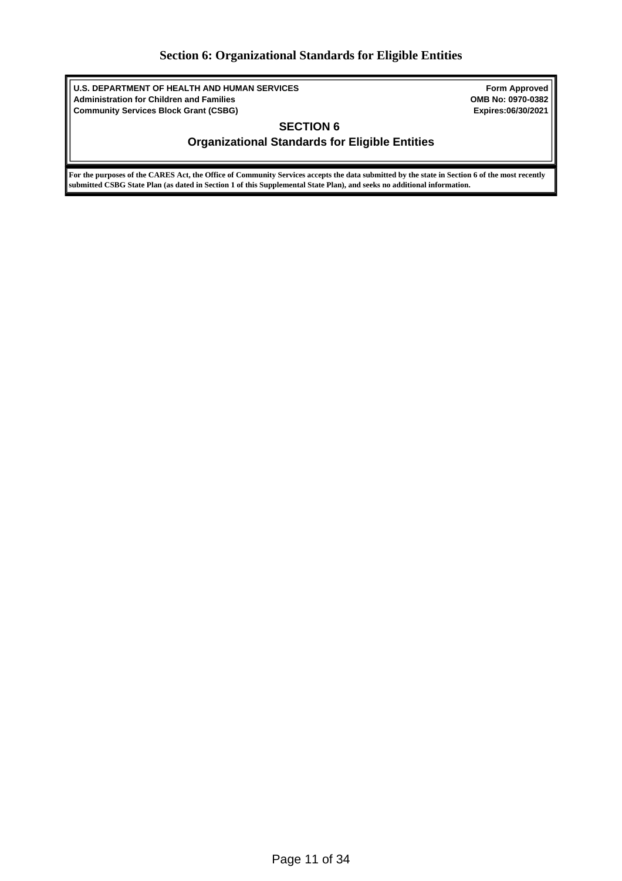# Section 6: Organizational Standards for Eligible Entities

| **U.S. DEPARTMENT OF HEALTH AND HUMAN SERVICES**<br>**Administration for Children and Families**<br>**Community Services Block Grant (CSBG)** | **Form Approved**<br>**OMB No: 0970-0382**<br>**Expires:06/30/2021** |
| --- | --- |

## SECTION 6

## Organizational Standards for Eligible Entities

**For the purposes of the CARES Act, the Office of Community Services accepts the data submitted by the state in Section 6 of the most recently submitted CSBG State Plan (as dated in Section 1 of this Supplemental State Plan), and seeks no additional information.**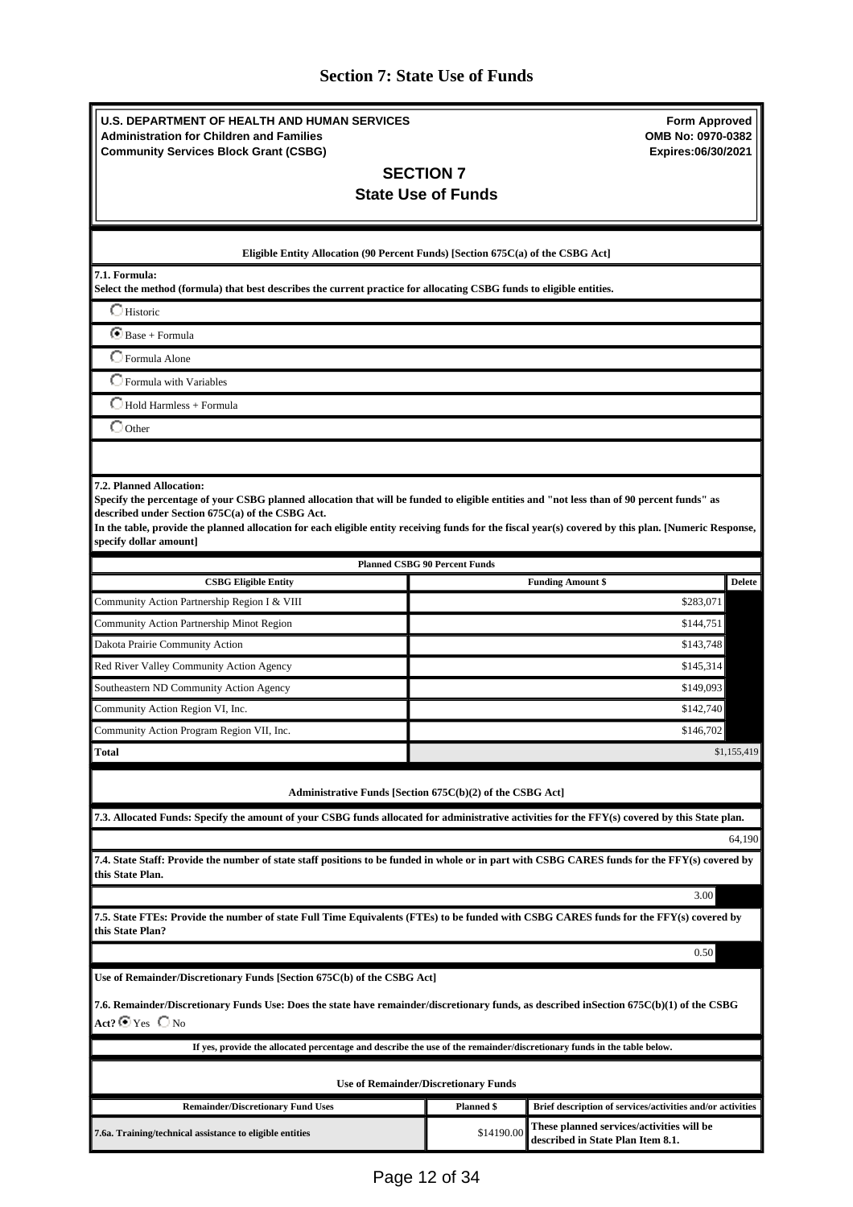# Section 7: State Use of Funds

**U.S. DEPARTMENT OF HEALTH AND HUMAN SERVICES**
**Administration for Children and Families**
**Community Services Block Grant (CSBG)**

**Form Approved**
**OMB No: 0970-0382**
**Expires:06/30/2021**

## SECTION 7
## State Use of Funds

**Eligible Entity Allocation (90 Percent Funds) [Section 675C(a) of the CSBG Act]**

**7.1. Formula:**
**Select the method (formula) that best describes the current practice for allocating CSBG funds to eligible entities.**

- ○ Historic
- ◉ Base + Formula
- ○ Formula Alone
- ○ Formula with Variables
- ○ Hold Harmless + Formula
- ○ Other

**7.2. Planned Allocation:**
**Specify the percentage of your CSBG planned allocation that will be funded to eligible entities and "not less than of 90 percent funds" as described under Section 675C(a) of the CSBG Act.**
**In the table, provide the planned allocation for each eligible entity receiving funds for the fiscal year(s) covered by this plan. [Numeric Response, specify dollar amount]**

**Planned CSBG 90 Percent Funds**

| CSBG Eligible Entity | Funding Amount $ | Delete |
|---|---|---|
| Community Action Partnership Region I & VIII | $283,071 | |
| Community Action Partnership Minot Region | $144,751 | |
| Dakota Prairie Community Action | $143,748 | |
| Red River Valley Community Action Agency | $145,314 | |
| Southeastern ND Community Action Agency | $149,093 | |
| Community Action Region VI, Inc. | $142,740 | |
| Community Action Program Region VII, Inc. | $146,702 | |
| **Total** | | $1,155,419 |

**Administrative Funds [Section 675C(b)(2) of the CSBG Act]**

**7.3. Allocated Funds: Specify the amount of your CSBG funds allocated for administrative activities for the FFY(s) covered by this State plan.**

64,190

**7.4. State Staff: Provide the number of state staff positions to be funded in whole or in part with CSBG CARES funds for the FFY(s) covered by this State Plan.**

3.00

**7.5. State FTEs: Provide the number of state Full Time Equivalents (FTEs) to be funded with CSBG CARES funds for the FFY(s) covered by this State Plan?**

0.50

**Use of Remainder/Discretionary Funds [Section 675C(b) of the CSBG Act]**

**7.6. Remainder/Discretionary Funds Use: Does the state have remainder/discretionary funds, as described inSection 675C(b)(1) of the CSBG Act?** ◉ Yes ○ No

**If yes, provide the allocated percentage and describe the use of the remainder/discretionary funds in the table below.**

**Use of Remainder/Discretionary Funds**

| Remainder/Discretionary Fund Uses | Planned $ | Brief description of services/activities and/or activities |
|---|---|---|
| 7.6a. Training/technical assistance to eligible entities | $14190.00 | These planned services/activities will be described in State Plan Item 8.1. |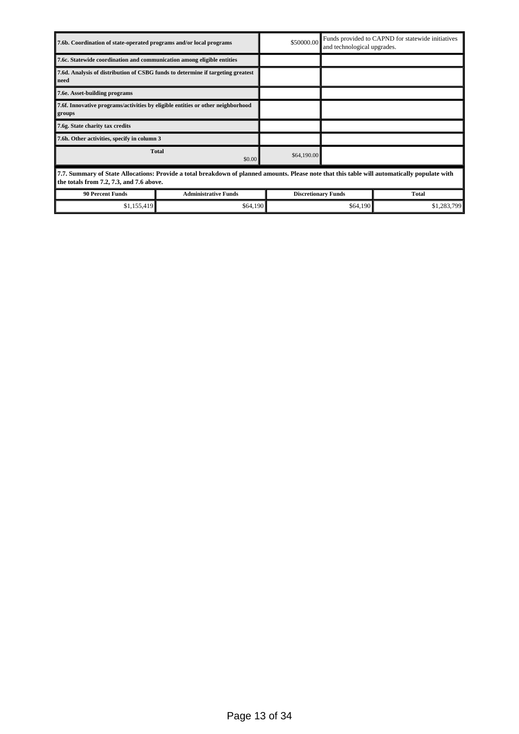| | | |
|---|---|---|
| **7.6b. Coordination of state-operated programs and/or local programs** | \$50000.00 | Funds provided to CAPND for statewide initiatives and technological upgrades. |
| **7.6c. Statewide coordination and communication among eligible entities** | | |
| **7.6d. Analysis of distribution of CSBG funds to determine if targeting greatest need** | | |
| **7.6e. Asset-building programs** | | |
| **7.6f. Innovative programs/activities by eligible entities or other neighborhood groups** | | |
| **7.6g. State charity tax credits** | | |
| **7.6h. Other activities, specify in column 3** | | |
| **Total** \$0.00 | \$64,190.00 | |

**7.7. Summary of State Allocations: Provide a total breakdown of planned amounts. Please note that this table will automatically populate with the totals from 7.2, 7.3, and 7.6 above.**

| 90 Percent Funds | Administrative Funds | Discretionary Funds | Total |
|---|---|---|---|
| \$1,155,419 | \$64,190 | \$64,190 | \$1,283,799 |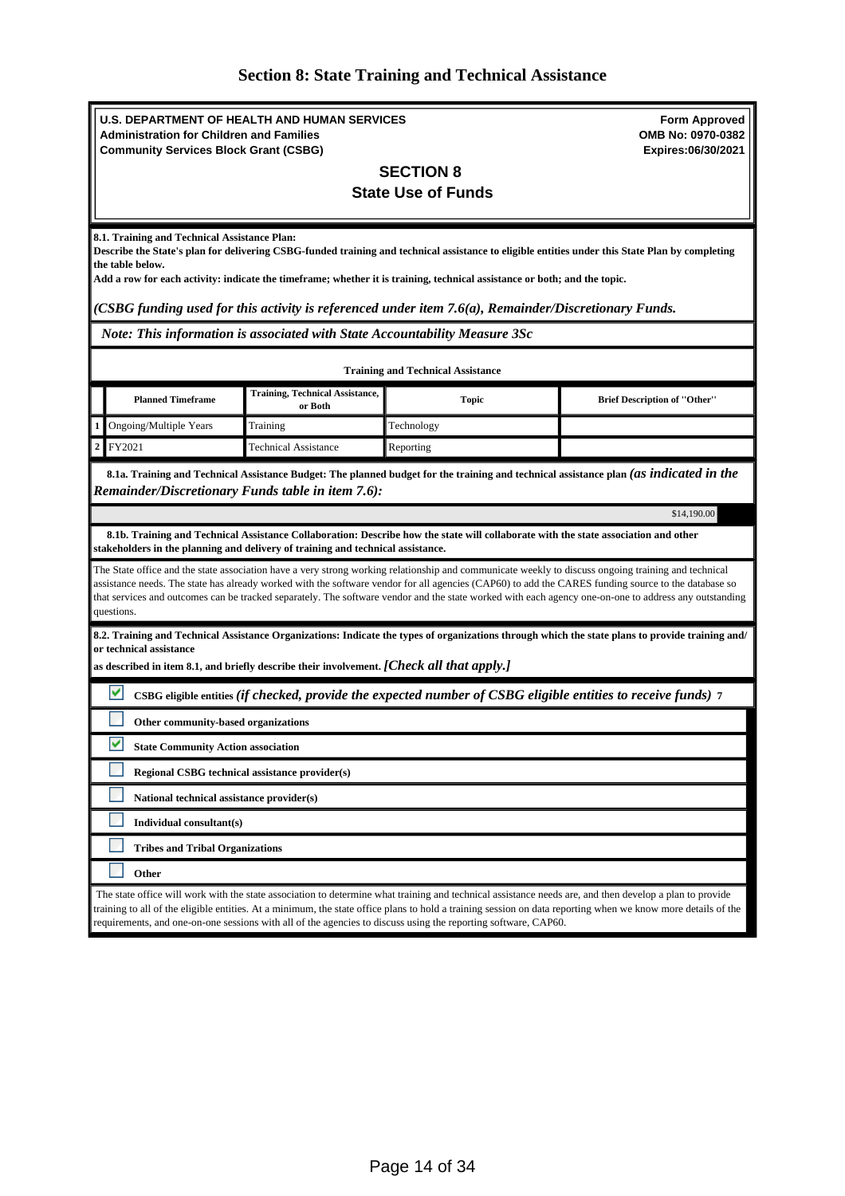# Section 8: State Training and Technical Assistance

**U.S. DEPARTMENT OF HEALTH AND HUMAN SERVICES**
**Administration for Children and Families**
**Community Services Block Grant (CSBG)**

**Form Approved**
**OMB No: 0970-0382**
**Expires:06/30/2021**

## SECTION 8
## State Use of Funds

**8.1. Training and Technical Assistance Plan:**
**Describe the State's plan for delivering CSBG-funded training and technical assistance to eligible entities under this State Plan by completing the table below.**
**Add a row for each activity: indicate the timeframe; whether it is training, technical assistance or both; and the topic.**

*(CSBG funding used for this activity is referenced under item 7.6(a), Remainder/Discretionary Funds.*

*Note: This information is associated with State Accountability Measure 3Sc*

**Training and Technical Assistance**

| | Planned Timeframe | Training, Technical Assistance, or Both | Topic | Brief Description of "Other" |
|---|---|---|---|---|
| 1 | Ongoing/Multiple Years | Training | Technology | |
| 2 | FY2021 | Technical Assistance | Reporting | |

**8.1a. Training and Technical Assistance Budget: The planned budget for the training and technical assistance plan** *(as indicated in the Remainder/Discretionary Funds table in item 7.6):*

$14,190.00

**8.1b. Training and Technical Assistance Collaboration: Describe how the state will collaborate with the state association and other stakeholders in the planning and delivery of training and technical assistance.**

The State office and the state association have a very strong working relationship and communicate weekly to discuss ongoing training and technical assistance needs. The state has already worked with the software vendor for all agencies (CAP60) to add the CARES funding source to the database so that services and outcomes can be tracked separately. The software vendor and the state worked with each agency one-on-one to address any outstanding questions.

**8.2. Training and Technical Assistance Organizations: Indicate the types of organizations through which the state plans to provide training and/ or technical assistance as described in item 8.1, and briefly describe their involvement.** *[Check all that apply.]*

- [x] **CSBG eligible entities** *(if checked, provide the expected number of CSBG eligible entities to receive funds)* **7**
- [ ] **Other community-based organizations**
- [x] **State Community Action association**
- [ ] **Regional CSBG technical assistance provider(s)**
- [ ] **National technical assistance provider(s)**
- [ ] **Individual consultant(s)**
- [ ] **Tribes and Tribal Organizations**
- [ ] **Other**

The state office will work with the state association to determine what training and technical assistance needs are, and then develop a plan to provide training to all of the eligible entities. At a minimum, the state office plans to hold a training session on data reporting when we know more details of the requirements, and one-on-one sessions with all of the agencies to discuss using the reporting software, CAP60.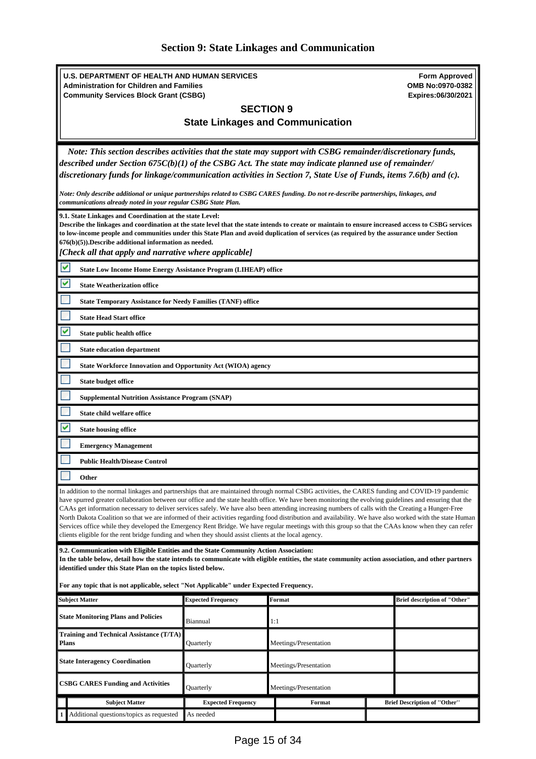## Section 9: State Linkages and Communication

**U.S. DEPARTMENT OF HEALTH AND HUMAN SERVICES**
**Administration for Children and Families**
**Community Services Block Grant (CSBG)**

**Form Approved**
**OMB No:0970-0382**
**Expires:06/30/2021**

### SECTION 9
### State Linkages and Communication

***Note: This section describes activities that the state may support with CSBG remainder/discretionary funds, described under Section 675C(b)(1) of the CSBG Act. The state may indicate planned use of remainder/ discretionary funds for linkage/communication activities in Section 7, State Use of Funds, items 7.6(b) and (c).***

***Note: Only describe additional or unique partnerships related to CSBG CARES funding. Do not re-describe partnerships, linkages, and communications already noted in your regular CSBG State Plan.***

**9.1. State Linkages and Coordination at the state Level:**
**Describe the linkages and coordination at the state level that the state intends to create or maintain to ensure increased access to CSBG services to low-income people and communities under this State Plan and avoid duplication of services (as required by the assurance under Section 676(b)(5)).Describe additional information as needed.**
***[Check all that apply and narrative where applicable]***

- [x] **State Low Income Home Energy Assistance Program (LIHEAP) office**
- [x] **State Weatherization office**
- [ ] **State Temporary Assistance for Needy Families (TANF) office**
- [ ] **State Head Start office**
- [x] **State public health office**
- [ ] **State education department**
- [ ] **State Workforce Innovation and Opportunity Act (WIOA) agency**
- [ ] **State budget office**
- [ ] **Supplemental Nutrition Assistance Program (SNAP)**
- [ ] **State child welfare office**
- [x] **State housing office**
- [ ] **Emergency Management**
- [ ] **Public Health/Disease Control**
- [ ] **Other**

In addition to the normal linkages and partnerships that are maintained through normal CSBG activities, the CARES funding and COVID-19 pandemic have spurred greater collaboration between our office and the state health office. We have been monitoring the evolving guidelines and ensuring that the CAAs get information necessary to deliver services safely. We have also been attending increasing numbers of calls with the Creating a Hunger-Free North Dakota Coalition so that we are informed of their activities regarding food distribution and availability. We have also worked with the state Human Services office while they developed the Emergency Rent Bridge. We have regular meetings with this group so that the CAAs know when they can refer clients eligible for the rent bridge funding and when they should assist clients at the local agency.

**9.2. Communication with Eligible Entities and the State Community Action Association:**
**In the table below, detail how the state intends to communicate with eligible entities, the state community action association, and other partners identified under this State Plan on the topics listed below.**

**For any topic that is not applicable, select "Not Applicable" under Expected Frequency.**

| Subject Matter | Expected Frequency | Format | Brief description of "Other" |
|---|---|---|---|
| **State Monitoring Plans and Policies** | Biannual | 1:1 | |
| **Training and Technical Assistance (T/TA) Plans** | Quarterly | Meetings/Presentation | |
| **State Interagency Coordination** | Quarterly | Meetings/Presentation | |
| **CSBG CARES Funding and Activities** | Quarterly | Meetings/Presentation | |

| | Subject Matter | Expected Frequency | Format | Brief Description of "Other" |
|---|---|---|---|---|
| 1 | Additional questions/topics as requested | As needed | | |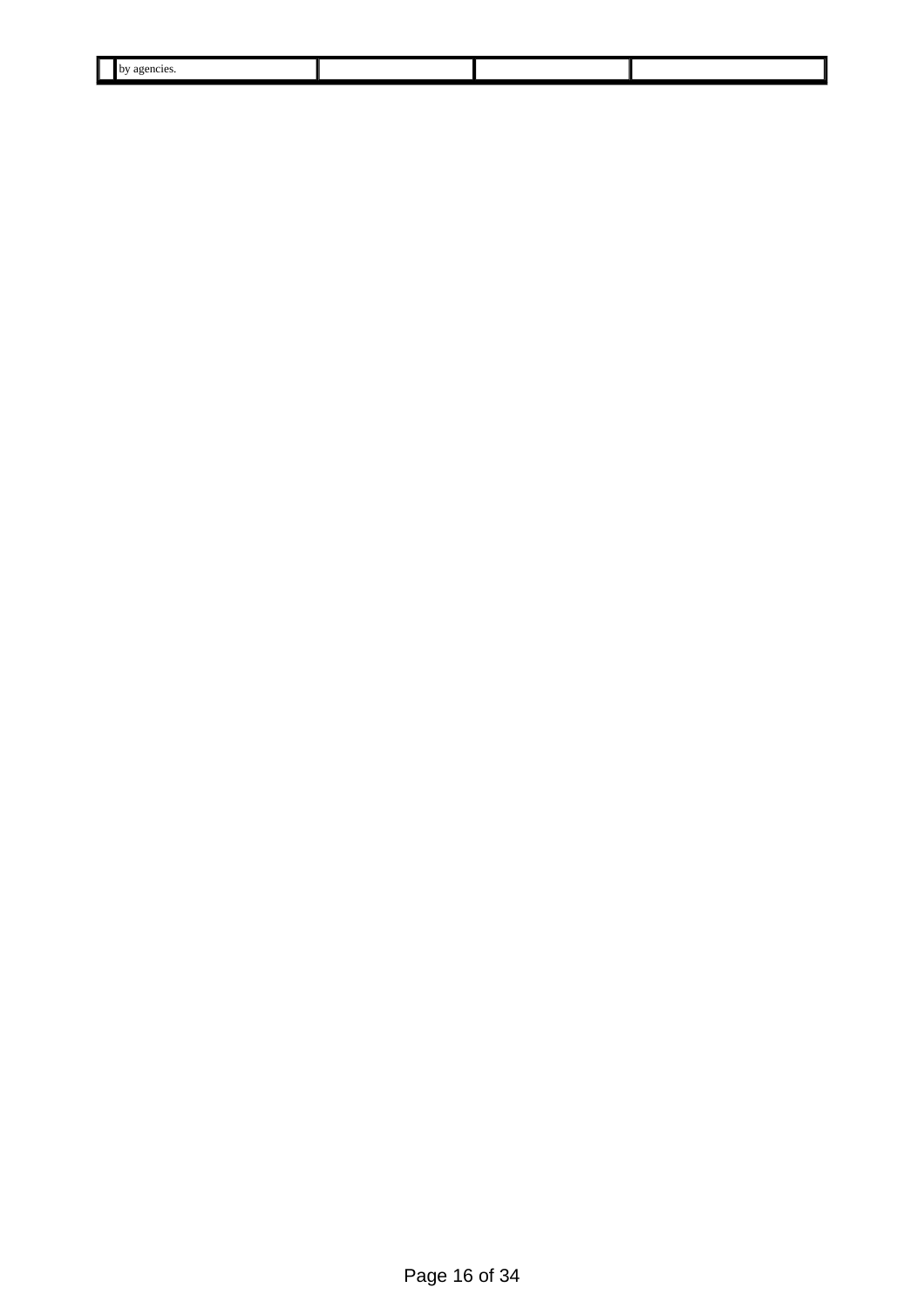| | | | | |
|---|---|---|---|---|
| | by agencies. | | | |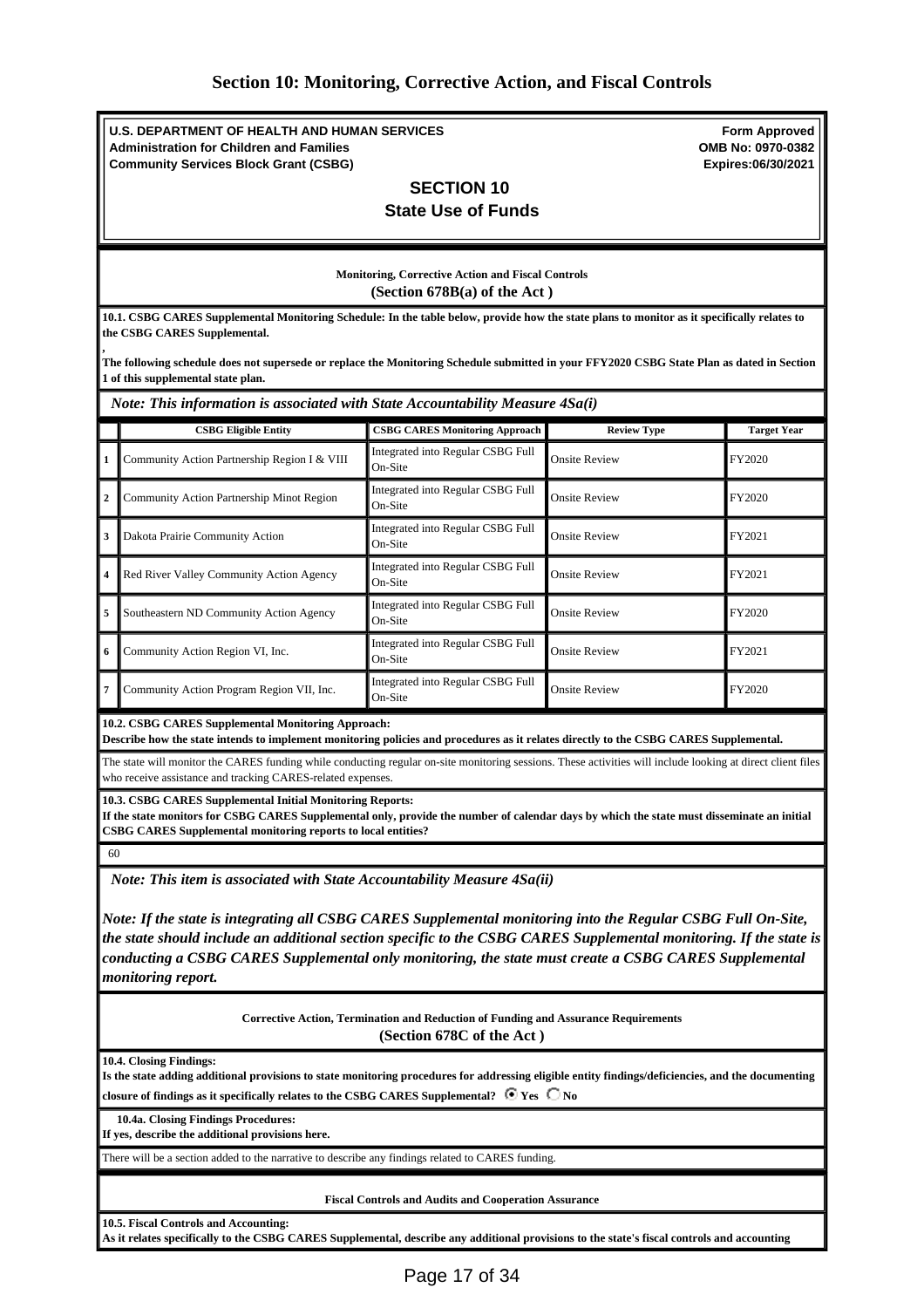# Section 10: Monitoring, Corrective Action, and Fiscal Controls

**U.S. DEPARTMENT OF HEALTH AND HUMAN SERVICES**
**Administration for Children and Families**
**Community Services Block Grant (CSBG)**

**Form Approved**
**OMB No: 0970-0382**
**Expires:06/30/2021**

## SECTION 10
## State Use of Funds

**Monitoring, Corrective Action and Fiscal Controls**
**(Section 678B(a) of the Act )**

**10.1. CSBG CARES Supplemental Monitoring Schedule: In the table below, provide how the state plans to monitor as it specifically relates to the CSBG CARES Supplemental.**

,

**The following schedule does not supersede or replace the Monitoring Schedule submitted in your FFY2020 CSBG State Plan as dated in Section 1 of this supplemental state plan.**

*Note: This information is associated with State Accountability Measure 4Sa(i)*

| | CSBG Eligible Entity | CSBG CARES Monitoring Approach | Review Type | Target Year |
|---|---|---|---|---|
| 1 | Community Action Partnership Region I & VIII | Integrated into Regular CSBG Full On-Site | Onsite Review | FY2020 |
| 2 | Community Action Partnership Minot Region | Integrated into Regular CSBG Full On-Site | Onsite Review | FY2020 |
| 3 | Dakota Prairie Community Action | Integrated into Regular CSBG Full On-Site | Onsite Review | FY2021 |
| 4 | Red River Valley Community Action Agency | Integrated into Regular CSBG Full On-Site | Onsite Review | FY2021 |
| 5 | Southeastern ND Community Action Agency | Integrated into Regular CSBG Full On-Site | Onsite Review | FY2020 |
| 6 | Community Action Region VI, Inc. | Integrated into Regular CSBG Full On-Site | Onsite Review | FY2021 |
| 7 | Community Action Program Region VII, Inc. | Integrated into Regular CSBG Full On-Site | Onsite Review | FY2020 |

**10.2. CSBG CARES Supplemental Monitoring Approach:**
**Describe how the state intends to implement monitoring policies and procedures as it relates directly to the CSBG CARES Supplemental.**

The state will monitor the CARES funding while conducting regular on-site monitoring sessions. These activities will include looking at direct client files who receive assistance and tracking CARES-related expenses.

**10.3. CSBG CARES Supplemental Initial Monitoring Reports:**
**If the state monitors for CSBG CARES Supplemental only, provide the number of calendar days by which the state must disseminate an initial CSBG CARES Supplemental monitoring reports to local entities?**

60

*Note: This item is associated with State Accountability Measure 4Sa(ii)*

***Note: If the state is integrating all CSBG CARES Supplemental monitoring into the Regular CSBG Full On-Site, the state should include an additional section specific to the CSBG CARES Supplemental monitoring. If the state is conducting a CSBG CARES Supplemental only monitoring, the state must create a CSBG CARES Supplemental monitoring report.***

**Corrective Action, Termination and Reduction of Funding and Assurance Requirements**
**(Section 678C of the Act )**

**10.4. Closing Findings:**
**Is the state adding additional provisions to state monitoring procedures for addressing eligible entity findings/deficiencies, and the documenting closure of findings as it specifically relates to the CSBG CARES Supplemental?** (x) Yes ( ) No

**10.4a. Closing Findings Procedures:**
**If yes, describe the additional provisions here.**

There will be a section added to the narrative to describe any findings related to CARES funding.

**Fiscal Controls and Audits and Cooperation Assurance**

**10.5. Fiscal Controls and Accounting:**
**As it relates specifically to the CSBG CARES Supplemental, describe any additional provisions to the state's fiscal controls and accounting**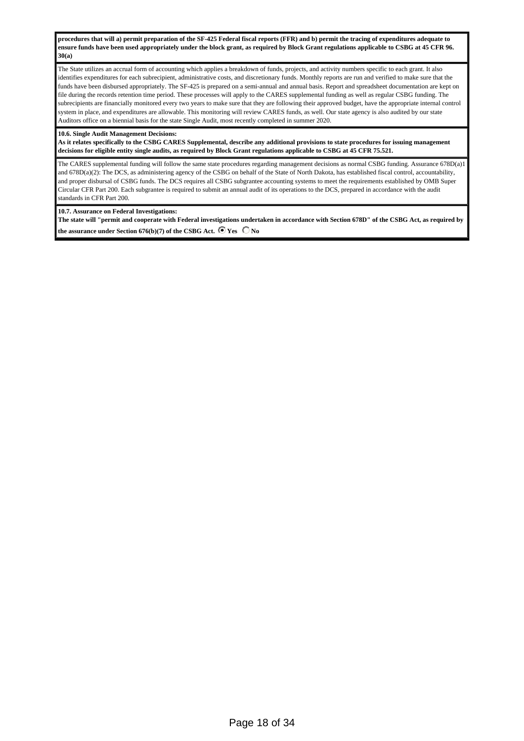**procedures that will a) permit preparation of the SF-425 Federal fiscal reports (FFR) and b) permit the tracing of expenditures adequate to ensure funds have been used appropriately under the block grant, as required by Block Grant regulations applicable to CSBG at 45 CFR 96. 30(a)**

The State utilizes an accrual form of accounting which applies a breakdown of funds, projects, and activity numbers specific to each grant. It also identifies expenditures for each subrecipient, administrative costs, and discretionary funds. Monthly reports are run and verified to make sure that the funds have been disbursed appropriately. The SF-425 is prepared on a semi-annual and annual basis. Report and spreadsheet documentation are kept on file during the records retention time period. These processes will apply to the CARES supplemental funding as well as regular CSBG funding. The subrecipients are financially monitored every two years to make sure that they are following their approved budget, have the appropriate internal control system in place, and expenditures are allowable. This monitoring will review CARES funds, as well. Our state agency is also audited by our state Auditors office on a biennial basis for the state Single Audit, most recently completed in summer 2020.

**10.6. Single Audit Management Decisions:**

**As it relates specifically to the CSBG CARES Supplemental, describe any additional provisions to state procedures for issuing management decisions for eligible entity single audits, as required by Block Grant regulations applicable to CSBG at 45 CFR 75.521.**

The CARES supplemental funding will follow the same state procedures regarding management decisions as normal CSBG funding. Assurance 678D(a)1 and 678D(a)(2): The DCS, as administering agency of the CSBG on behalf of the State of North Dakota, has established fiscal control, accountability, and proper disbursal of CSBG funds. The DCS requires all CSBG subgrantee accounting systems to meet the requirements established by OMB Super Circular CFR Part 200. Each subgrantee is required to submit an annual audit of its operations to the DCS, prepared in accordance with the audit standards in CFR Part 200.

**10.7. Assurance on Federal Investigations:**

**The state will "permit and cooperate with Federal investigations undertaken in accordance with Section 678D" of the CSBG Act, as required by the assurance under Section 676(b)(7) of the CSBG Act.** (X) **Yes** ( ) **No**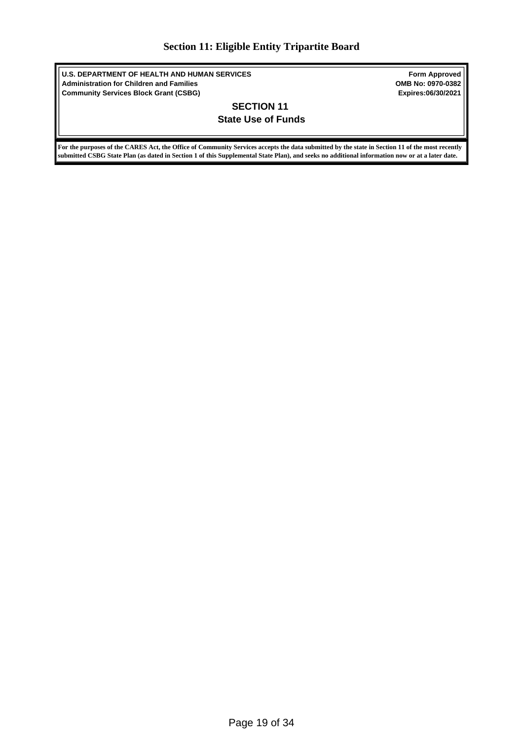# Section 11: Eligible Entity Tripartite Board

**U.S. DEPARTMENT OF HEALTH AND HUMAN SERVICES**
**Administration for Children and Families**
**Community Services Block Grant (CSBG)**

**Form Approved**
**OMB No: 0970-0382**
**Expires:06/30/2021**

## SECTION 11
## State Use of Funds

**For the purposes of the CARES Act, the Office of Community Services accepts the data submitted by the state in Section 11 of the most recently submitted CSBG State Plan (as dated in Section 1 of this Supplemental State Plan), and seeks no additional information now or at a later date.**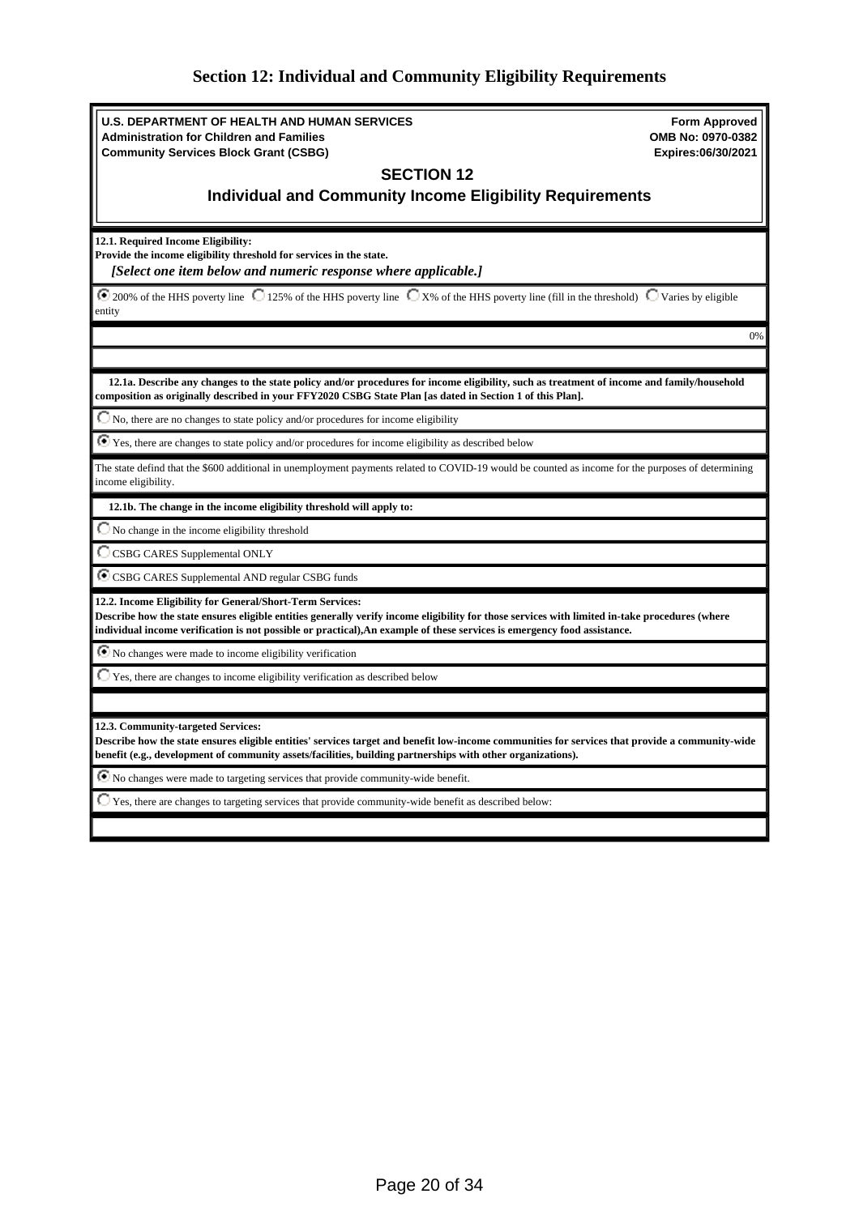## Section 12: Individual and Community Eligibility Requirements

**U.S. DEPARTMENT OF HEALTH AND HUMAN SERVICES**
**Administration for Children and Families**
**Community Services Block Grant (CSBG)**

**Form Approved**
**OMB No: 0970-0382**
**Expires:06/30/2021**

### SECTION 12

### Individual and Community Income Eligibility Requirements

**12.1. Required Income Eligibility:**
**Provide the income eligibility threshold for services in the state.**
***[Select one item below and numeric response where applicable.]***

(●) 200% of the HHS poverty line ( ) 125% of the HHS poverty line ( ) X% of the HHS poverty line (fill in the threshold) ( ) Varies by eligible entity

0%

**12.1a. Describe any changes to the state policy and/or procedures for income eligibility, such as treatment of income and family/household composition as originally described in your FFY2020 CSBG State Plan [as dated in Section 1 of this Plan].**

( ) No, there are no changes to state policy and/or procedures for income eligibility

(●) Yes, there are changes to state policy and/or procedures for income eligibility as described below

The state defind that the $600 additional in unemployment payments related to COVID-19 would be counted as income for the purposes of determining income eligibility.

**12.1b. The change in the income eligibility threshold will apply to:**

( ) No change in the income eligibility threshold

( ) CSBG CARES Supplemental ONLY

(●) CSBG CARES Supplemental AND regular CSBG funds

**12.2. Income Eligibility for General/Short-Term Services:**
**Describe how the state ensures eligible entities generally verify income eligibility for those services with limited in-take procedures (where individual income verification is not possible or practical),An example of these services is emergency food assistance.**

(●) No changes were made to income eligibility verification

( ) Yes, there are changes to income eligibility verification as described below

**12.3. Community-targeted Services:**
**Describe how the state ensures eligible entities' services target and benefit low-income communities for services that provide a community-wide benefit (e.g., development of community assets/facilities, building partnerships with other organizations).**

(●) No changes were made to targeting services that provide community-wide benefit.

( ) Yes, there are changes to targeting services that provide community-wide benefit as described below: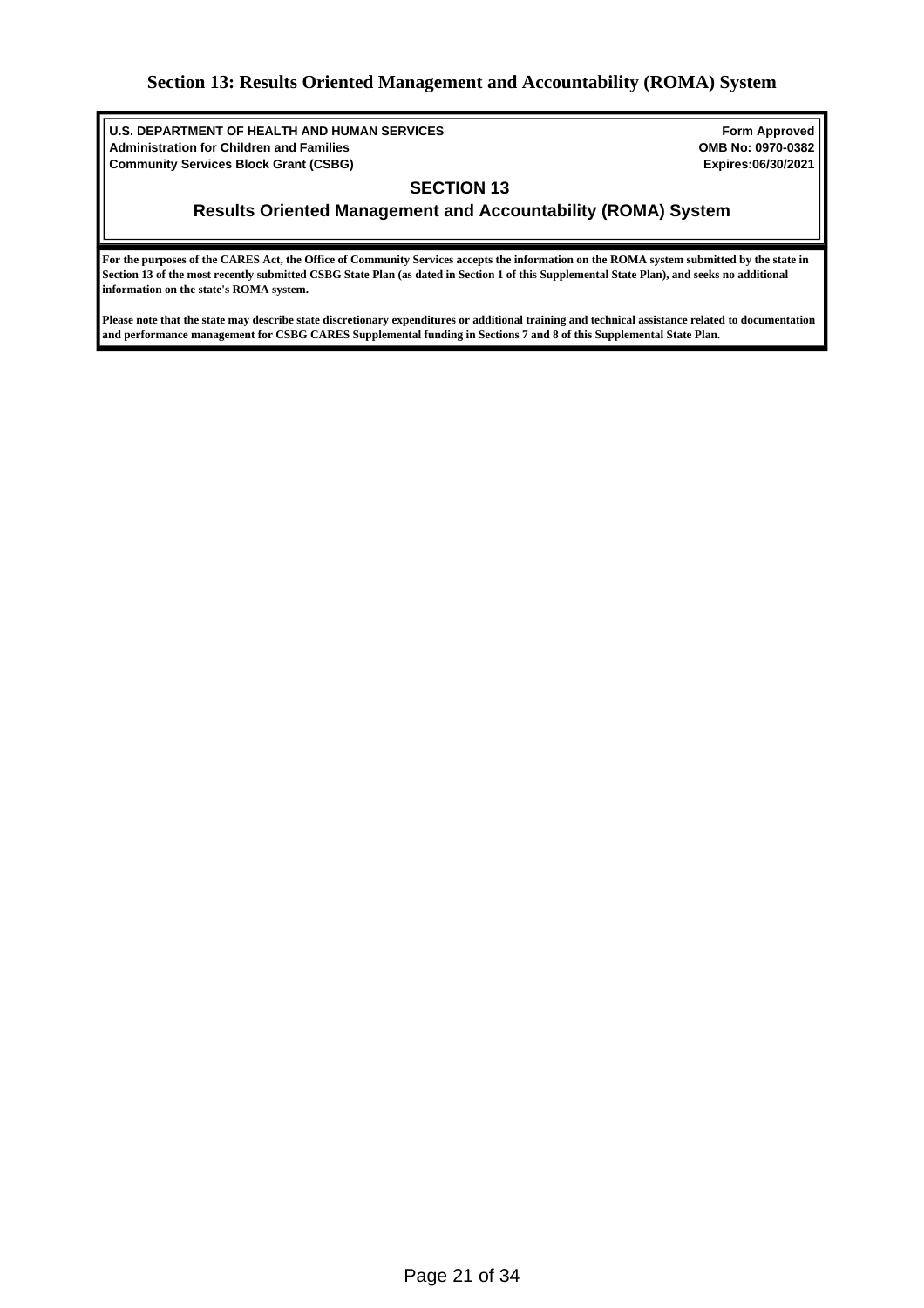# Section 13: Results Oriented Management and Accountability (ROMA) System

**U.S. DEPARTMENT OF HEALTH AND HUMAN SERVICES**
**Administration for Children and Families**
**Community Services Block Grant (CSBG)**

**Form Approved**
**OMB No: 0970-0382**
**Expires:06/30/2021**

## SECTION 13

## Results Oriented Management and Accountability (ROMA) System

**For the purposes of the CARES Act, the Office of Community Services accepts the information on the ROMA system submitted by the state in Section 13 of the most recently submitted CSBG State Plan (as dated in Section 1 of this Supplemental State Plan), and seeks no additional information on the state's ROMA system.**

**Please note that the state may describe state discretionary expenditures or additional training and technical assistance related to documentation and performance management for CSBG CARES Supplemental funding in Sections 7 and 8 of this Supplemental State Plan.**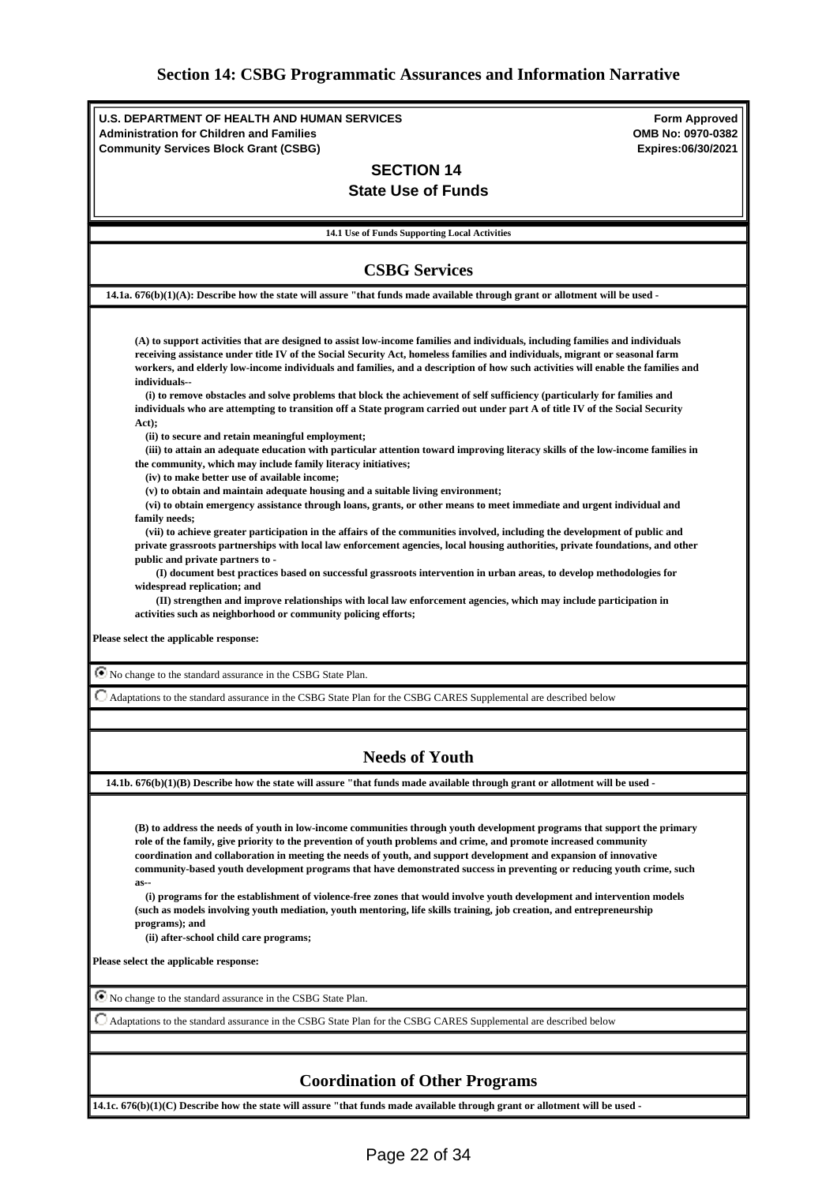# Section 14: CSBG Programmatic Assurances and Information Narrative

**U.S. DEPARTMENT OF HEALTH AND HUMAN SERVICES**
**Administration for Children and Families**
**Community Services Block Grant (CSBG)**

**Form Approved**
**OMB No: 0970-0382**
**Expires:06/30/2021**

## SECTION 14
## State Use of Funds

**14.1 Use of Funds Supporting Local Activities**

### CSBG Services

**14.1a. 676(b)(1)(A): Describe how the state will assure "that funds made available through grant or allotment will be used -**

**(A) to support activities that are designed to assist low-income families and individuals, including families and individuals receiving assistance under title IV of the Social Security Act, homeless families and individuals, migrant or seasonal farm workers, and elderly low-income individuals and families, and a description of how such activities will enable the families and individuals--**

**(i) to remove obstacles and solve problems that block the achievement of self sufficiency (particularly for families and individuals who are attempting to transition off a State program carried out under part A of title IV of the Social Security Act);**

**(ii) to secure and retain meaningful employment;**

**(iii) to attain an adequate education with particular attention toward improving literacy skills of the low-income families in the community, which may include family literacy initiatives;**

**(iv) to make better use of available income;**

**(v) to obtain and maintain adequate housing and a suitable living environment;**

**(vi) to obtain emergency assistance through loans, grants, or other means to meet immediate and urgent individual and family needs;**

**(vii) to achieve greater participation in the affairs of the communities involved, including the development of public and private grassroots partnerships with local law enforcement agencies, local housing authorities, private foundations, and other public and private partners to -**

**(I) document best practices based on successful grassroots intervention in urban areas, to develop methodologies for widespread replication; and**

**(II) strengthen and improve relationships with local law enforcement agencies, which may include participation in activities such as neighborhood or community policing efforts;**

**Please select the applicable response:**

- [x] No change to the standard assurance in the CSBG State Plan.
- [ ] Adaptations to the standard assurance in the CSBG State Plan for the CSBG CARES Supplemental are described below

### Needs of Youth

**14.1b. 676(b)(1)(B) Describe how the state will assure "that funds made available through grant or allotment will be used -**

**(B) to address the needs of youth in low-income communities through youth development programs that support the primary role of the family, give priority to the prevention of youth problems and crime, and promote increased community coordination and collaboration in meeting the needs of youth, and support development and expansion of innovative community-based youth development programs that have demonstrated success in preventing or reducing youth crime, such as--**

**(i) programs for the establishment of violence-free zones that would involve youth development and intervention models (such as models involving youth mediation, youth mentoring, life skills training, job creation, and entrepreneurship programs); and**

**(ii) after-school child care programs;**

**Please select the applicable response:**

- [x] No change to the standard assurance in the CSBG State Plan.
- [ ] Adaptations to the standard assurance in the CSBG State Plan for the CSBG CARES Supplemental are described below

### Coordination of Other Programs

**14.1c. 676(b)(1)(C) Describe how the state will assure "that funds made available through grant or allotment will be used -**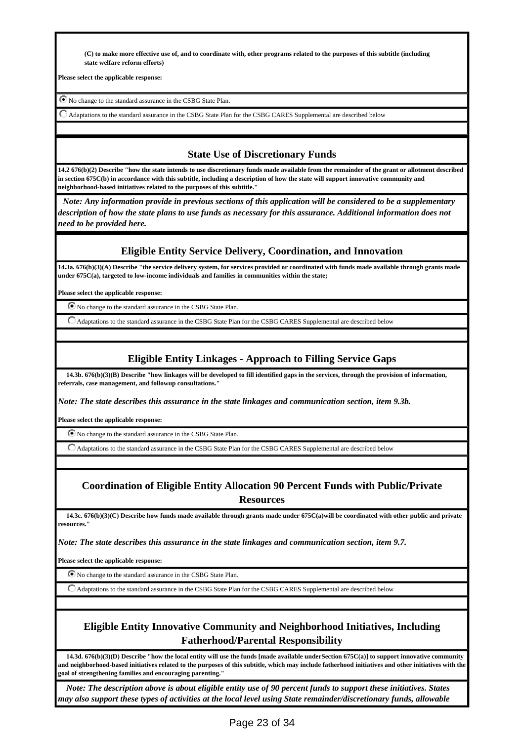**(C) to make more effective use of, and to coordinate with, other programs related to the purposes of this subtitle (including state welfare reform efforts)**

**Please select the applicable response:**

- ◉ No change to the standard assurance in the CSBG State Plan.
- ○ Adaptations to the standard assurance in the CSBG State Plan for the CSBG CARES Supplemental are described below

## State Use of Discretionary Funds

**14.2 676(b)(2) Describe "how the state intends to use discretionary funds made available from the remainder of the grant or allotment described in section 675C(b) in accordance with this subtitle, including a description of how the state will support innovative community and neighborhood-based initiatives related to the purposes of this subtitle."**

***Note: Any information provide in previous sections of this application will be considered to be a supplementary description of how the state plans to use funds as necessary for this assurance. Additional information does not need to be provided here.***

## Eligible Entity Service Delivery, Coordination, and Innovation

**14.3a. 676(b)(3)(A) Describe "the service delivery system, for services provided or coordinated with funds made available through grants made under 675C(a), targeted to low-income individuals and families in communities within the state;**

**Please select the applicable response:**

- ◉ No change to the standard assurance in the CSBG State Plan.
- ○ Adaptations to the standard assurance in the CSBG State Plan for the CSBG CARES Supplemental are described below

## Eligible Entity Linkages - Approach to Filling Service Gaps

**14.3b. 676(b)(3)(B) Describe "how linkages will be developed to fill identified gaps in the services, through the provision of information, referrals, case management, and followup consultations."**

***Note: The state describes this assurance in the state linkages and communication section, item 9.3b.***

**Please select the applicable response:**

- ◉ No change to the standard assurance in the CSBG State Plan.
- ○ Adaptations to the standard assurance in the CSBG State Plan for the CSBG CARES Supplemental are described below

## Coordination of Eligible Entity Allocation 90 Percent Funds with Public/Private Resources

**14.3c. 676(b)(3)(C) Describe how funds made available through grants made under 675C(a)will be coordinated with other public and private resources."**

***Note: The state describes this assurance in the state linkages and communication section, item 9.7.***

**Please select the applicable response:**

- ◉ No change to the standard assurance in the CSBG State Plan.
- ○ Adaptations to the standard assurance in the CSBG State Plan for the CSBG CARES Supplemental are described below

## Eligible Entity Innovative Community and Neighborhood Initiatives, Including Fatherhood/Parental Responsibility

**14.3d. 676(b)(3)(D) Describe "how the local entity will use the funds [made available underSection 675C(a)] to support innovative community and neighborhood-based initiatives related to the purposes of this subtitle, which may include fatherhood initiatives and other initiatives with the goal of strengthening families and encouraging parenting."**

***Note: The description above is about eligible entity use of 90 percent funds to support these initiatives. States may also support these types of activities at the local level using State remainder/discretionary funds, allowable***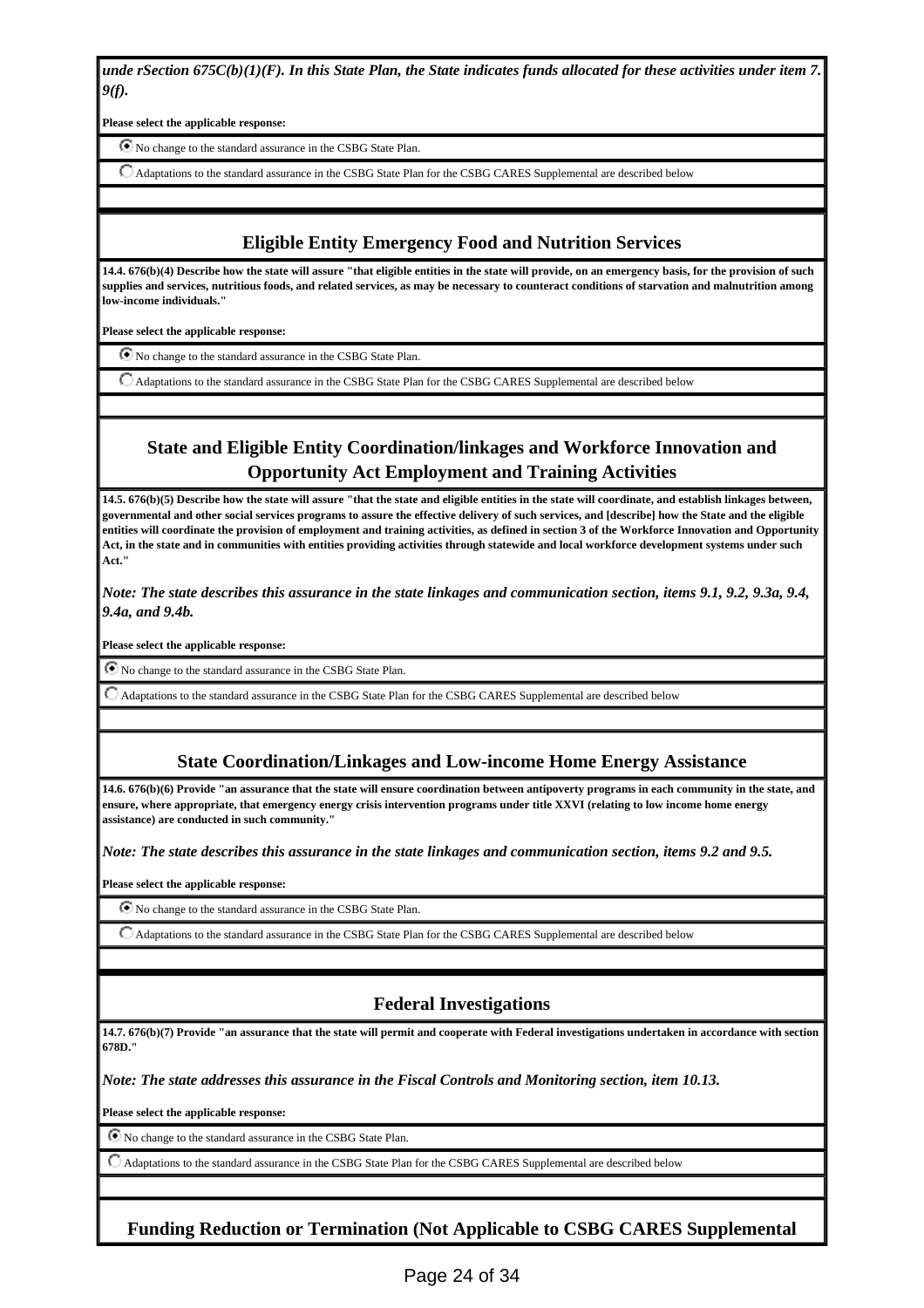*unde rSection 675C(b)(1)(F). In this State Plan, the State indicates funds allocated for these activities under item 7. 9(f).*

**Please select the applicable response:**

- ◉ No change to the standard assurance in the CSBG State Plan.
- ○ Adaptations to the standard assurance in the CSBG State Plan for the CSBG CARES Supplemental are described below

## Eligible Entity Emergency Food and Nutrition Services

**14.4. 676(b)(4) Describe how the state will assure "that eligible entities in the state will provide, on an emergency basis, for the provision of such supplies and services, nutritious foods, and related services, as may be necessary to counteract conditions of starvation and malnutrition among low-income individuals."**

**Please select the applicable response:**

- ◉ No change to the standard assurance in the CSBG State Plan.
- ○ Adaptations to the standard assurance in the CSBG State Plan for the CSBG CARES Supplemental are described below

## State and Eligible Entity Coordination/linkages and Workforce Innovation and Opportunity Act Employment and Training Activities

**14.5. 676(b)(5) Describe how the state will assure "that the state and eligible entities in the state will coordinate, and establish linkages between, governmental and other social services programs to assure the effective delivery of such services, and [describe] how the State and the eligible entities will coordinate the provision of employment and training activities, as defined in section 3 of the Workforce Innovation and Opportunity Act, in the state and in communities with entities providing activities through statewide and local workforce development systems under such Act."**

***Note: The state describes this assurance in the state linkages and communication section, items 9.1, 9.2, 9.3a, 9.4, 9.4a, and 9.4b.***

**Please select the applicable response:**

- ◉ No change to the standard assurance in the CSBG State Plan.
- ○ Adaptations to the standard assurance in the CSBG State Plan for the CSBG CARES Supplemental are described below

## State Coordination/Linkages and Low-income Home Energy Assistance

**14.6. 676(b)(6) Provide "an assurance that the state will ensure coordination between antipoverty programs in each community in the state, and ensure, where appropriate, that emergency energy crisis intervention programs under title XXVI (relating to low income home energy assistance) are conducted in such community."**

***Note: The state describes this assurance in the state linkages and communication section, items 9.2 and 9.5.***

**Please select the applicable response:**

- ◉ No change to the standard assurance in the CSBG State Plan.
- ○ Adaptations to the standard assurance in the CSBG State Plan for the CSBG CARES Supplemental are described below

## Federal Investigations

**14.7. 676(b)(7) Provide "an assurance that the state will permit and cooperate with Federal investigations undertaken in accordance with section 678D."**

***Note: The state addresses this assurance in the Fiscal Controls and Monitoring section, item 10.13.***

**Please select the applicable response:**

- ◉ No change to the standard assurance in the CSBG State Plan.
- ○ Adaptations to the standard assurance in the CSBG State Plan for the CSBG CARES Supplemental are described below

## Funding Reduction or Termination (Not Applicable to CSBG CARES Supplemental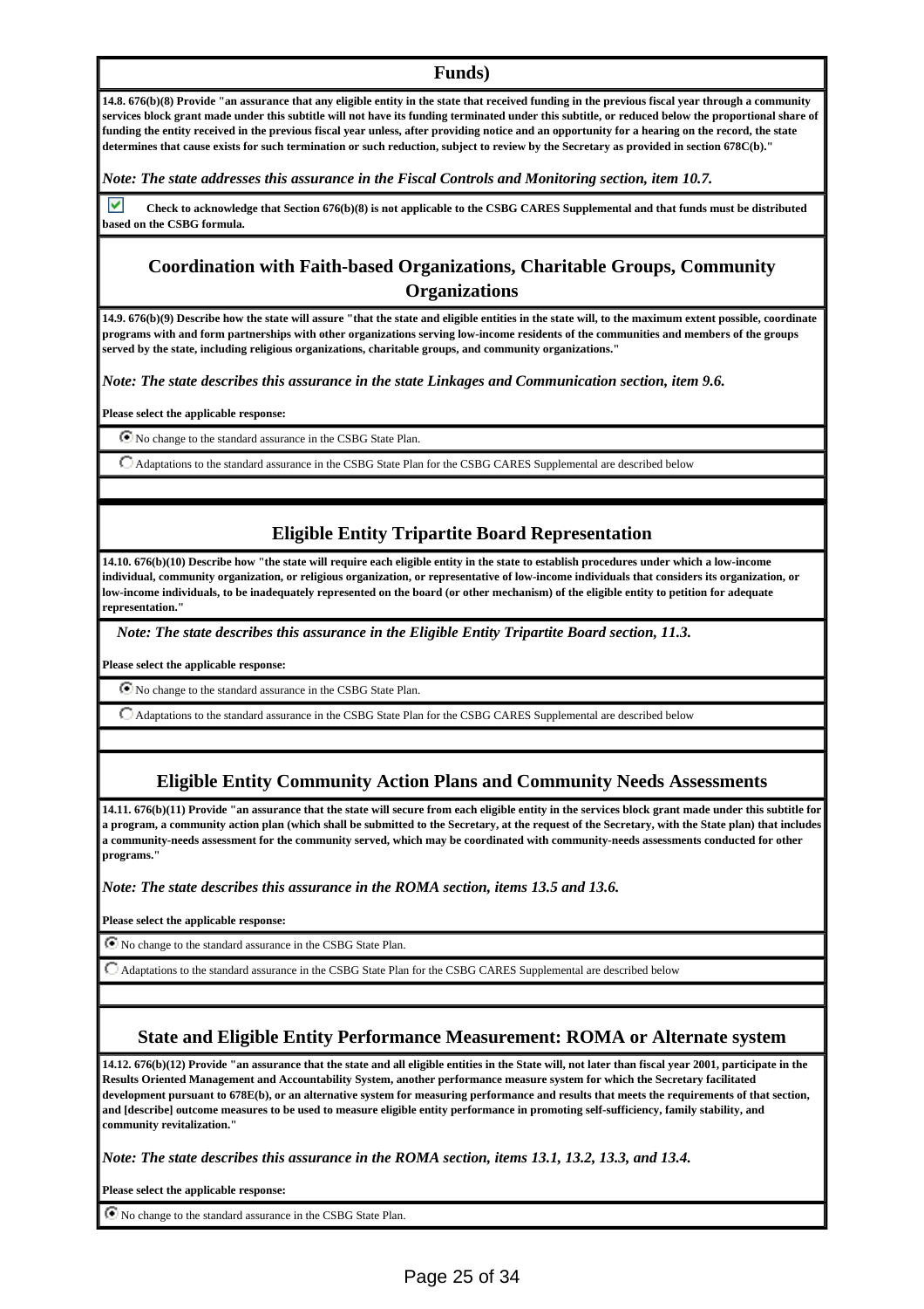**Funds)**

**14.8. 676(b)(8) Provide "an assurance that any eligible entity in the state that received funding in the previous fiscal year through a community services block grant made under this subtitle will not have its funding terminated under this subtitle, or reduced below the proportional share of funding the entity received in the previous fiscal year unless, after providing notice and an opportunity for a hearing on the record, the state determines that cause exists for such termination or such reduction, subject to review by the Secretary as provided in section 678C(b)."**

***Note: The state addresses this assurance in the Fiscal Controls and Monitoring section, item 10.7.***

☑ **Check to acknowledge that Section 676(b)(8) is not applicable to the CSBG CARES Supplemental and that funds must be distributed based on the CSBG formula.**

## Coordination with Faith-based Organizations, Charitable Groups, Community Organizations

**14.9. 676(b)(9) Describe how the state will assure "that the state and eligible entities in the state will, to the maximum extent possible, coordinate programs with and form partnerships with other organizations serving low-income residents of the communities and members of the groups served by the state, including religious organizations, charitable groups, and community organizations."**

***Note: The state describes this assurance in the state Linkages and Communication section, item 9.6.***

**Please select the applicable response:**

- ◉ No change to the standard assurance in the CSBG State Plan.
- ○ Adaptations to the standard assurance in the CSBG State Plan for the CSBG CARES Supplemental are described below

## Eligible Entity Tripartite Board Representation

**14.10. 676(b)(10) Describe how "the state will require each eligible entity in the state to establish procedures under which a low-income individual, community organization, or religious organization, or representative of low-income individuals that considers its organization, or low-income individuals, to be inadequately represented on the board (or other mechanism) of the eligible entity to petition for adequate representation."**

***Note: The state describes this assurance in the Eligible Entity Tripartite Board section, 11.3.***

**Please select the applicable response:**

- ◉ No change to the standard assurance in the CSBG State Plan.
- ○ Adaptations to the standard assurance in the CSBG State Plan for the CSBG CARES Supplemental are described below

## Eligible Entity Community Action Plans and Community Needs Assessments

**14.11. 676(b)(11) Provide "an assurance that the state will secure from each eligible entity in the services block grant made under this subtitle for a program, a community action plan (which shall be submitted to the Secretary, at the request of the Secretary, with the State plan) that includes a community-needs assessment for the community served, which may be coordinated with community-needs assessments conducted for other programs."**

***Note: The state describes this assurance in the ROMA section, items 13.5 and 13.6.***

**Please select the applicable response:**

- ◉ No change to the standard assurance in the CSBG State Plan.
- ○ Adaptations to the standard assurance in the CSBG State Plan for the CSBG CARES Supplemental are described below

## State and Eligible Entity Performance Measurement: ROMA or Alternate system

**14.12. 676(b)(12) Provide "an assurance that the state and all eligible entities in the State will, not later than fiscal year 2001, participate in the Results Oriented Management and Accountability System, another performance measure system for which the Secretary facilitated development pursuant to 678E(b), or an alternative system for measuring performance and results that meets the requirements of that section, and [describe] outcome measures to be used to measure eligible entity performance in promoting self-sufficiency, family stability, and community revitalization."**

***Note: The state describes this assurance in the ROMA section, items 13.1, 13.2, 13.3, and 13.4.***

**Please select the applicable response:**

- ◉ No change to the standard assurance in the CSBG State Plan.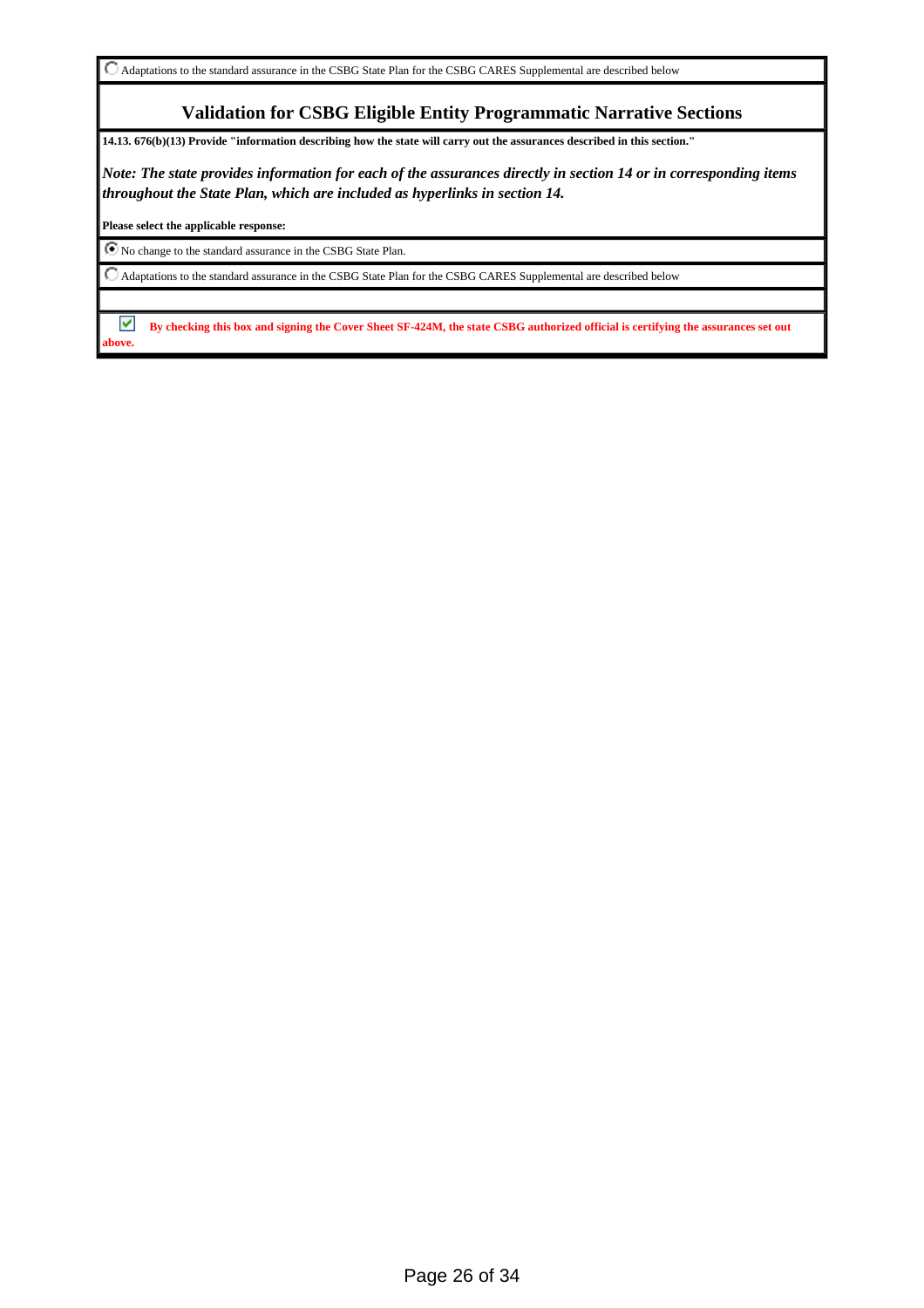○ Adaptations to the standard assurance in the CSBG State Plan for the CSBG CARES Supplemental are described below

## Validation for CSBG Eligible Entity Programmatic Narrative Sections

**14.13. 676(b)(13) Provide "information describing how the state will carry out the assurances described in this section."**

***Note: The state provides information for each of the assurances directly in section 14 or in corresponding items throughout the State Plan, which are included as hyperlinks in section 14.***

**Please select the applicable response:**

◉ No change to the standard assurance in the CSBG State Plan.

○ Adaptations to the standard assurance in the CSBG State Plan for the CSBG CARES Supplemental are described below

☑ **By checking this box and signing the Cover Sheet SF-424M, the state CSBG authorized official is certifying the assurances set out above.**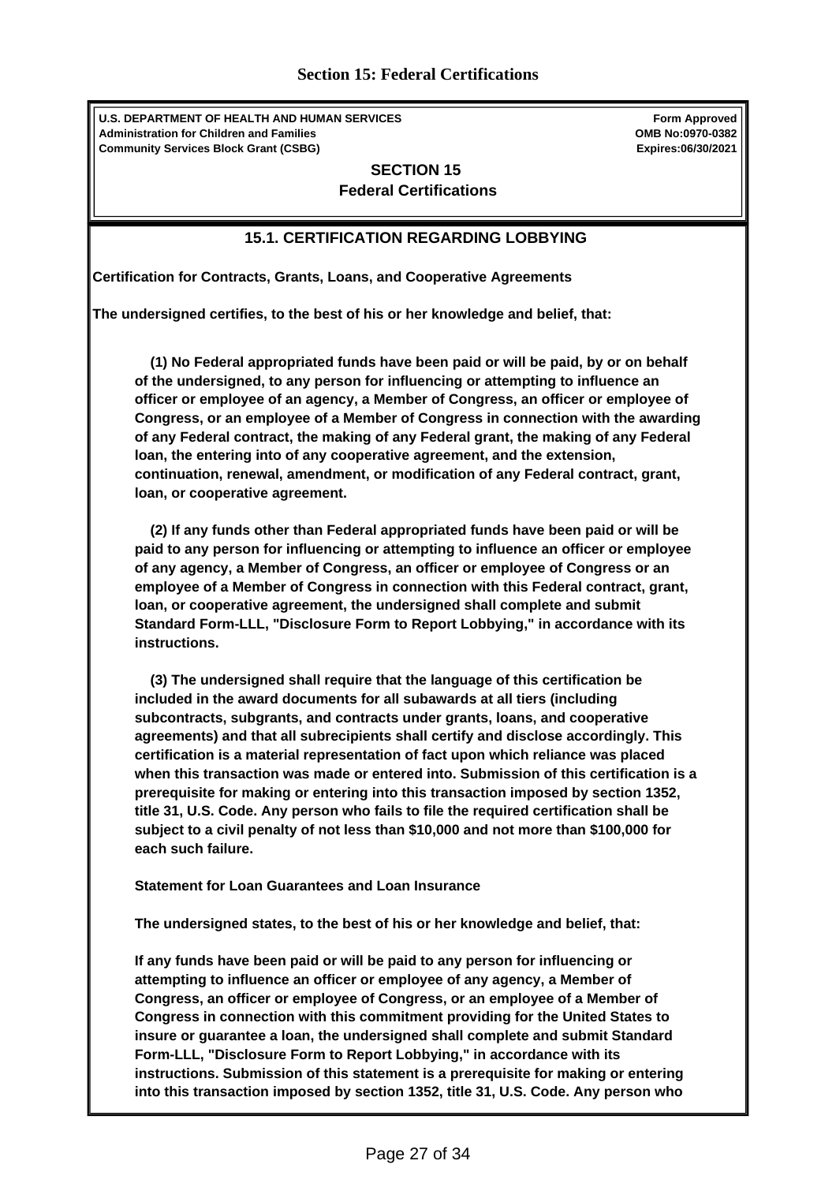# Section 15: Federal Certifications

**U.S. DEPARTMENT OF HEALTH AND HUMAN SERVICES**
**Administration for Children and Families**
**Community Services Block Grant (CSBG)**

**Form Approved**
**OMB No:0970-0382**
**Expires:06/30/2021**

## SECTION 15
## Federal Certifications

### 15.1. CERTIFICATION REGARDING LOBBYING

**Certification for Contracts, Grants, Loans, and Cooperative Agreements**

**The undersigned certifies, to the best of his or her knowledge and belief, that:**

**(1) No Federal appropriated funds have been paid or will be paid, by or on behalf of the undersigned, to any person for influencing or attempting to influence an officer or employee of an agency, a Member of Congress, an officer or employee of Congress, or an employee of a Member of Congress in connection with the awarding of any Federal contract, the making of any Federal grant, the making of any Federal loan, the entering into of any cooperative agreement, and the extension, continuation, renewal, amendment, or modification of any Federal contract, grant, loan, or cooperative agreement.**

**(2) If any funds other than Federal appropriated funds have been paid or will be paid to any person for influencing or attempting to influence an officer or employee of any agency, a Member of Congress, an officer or employee of Congress or an employee of a Member of Congress in connection with this Federal contract, grant, loan, or cooperative agreement, the undersigned shall complete and submit Standard Form-LLL, "Disclosure Form to Report Lobbying," in accordance with its instructions.**

**(3) The undersigned shall require that the language of this certification be included in the award documents for all subawards at all tiers (including subcontracts, subgrants, and contracts under grants, loans, and cooperative agreements) and that all subrecipients shall certify and disclose accordingly. This certification is a material representation of fact upon which reliance was placed when this transaction was made or entered into. Submission of this certification is a prerequisite for making or entering into this transaction imposed by section 1352, title 31, U.S. Code. Any person who fails to file the required certification shall be subject to a civil penalty of not less than $10,000 and not more than $100,000 for each such failure.**

**Statement for Loan Guarantees and Loan Insurance**

**The undersigned states, to the best of his or her knowledge and belief, that:**

**If any funds have been paid or will be paid to any person for influencing or attempting to influence an officer or employee of any agency, a Member of Congress, an officer or employee of Congress, or an employee of a Member of Congress in connection with this commitment providing for the United States to insure or guarantee a loan, the undersigned shall complete and submit Standard Form-LLL, "Disclosure Form to Report Lobbying," in accordance with its instructions. Submission of this statement is a prerequisite for making or entering into this transaction imposed by section 1352, title 31, U.S. Code. Any person who**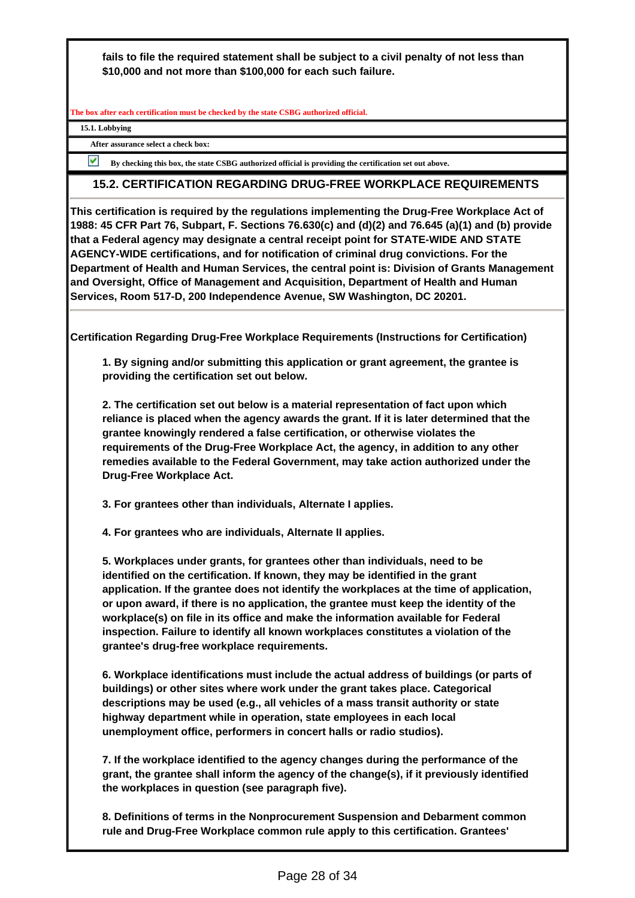**fails to file the required statement shall be subject to a civil penalty of not less than $10,000 and not more than $100,000 for each such failure.**

**The box after each certification must be checked by the state CSBG authorized official.**

**15.1. Lobbying**

**After assurance select a check box:**

☑ **By checking this box, the state CSBG authorized official is providing the certification set out above.**

## 15.2. CERTIFICATION REGARDING DRUG-FREE WORKPLACE REQUIREMENTS

**This certification is required by the regulations implementing the Drug-Free Workplace Act of 1988: 45 CFR Part 76, Subpart, F. Sections 76.630(c) and (d)(2) and 76.645 (a)(1) and (b) provide that a Federal agency may designate a central receipt point for STATE-WIDE AND STATE AGENCY-WIDE certifications, and for notification of criminal drug convictions. For the Department of Health and Human Services, the central point is: Division of Grants Management and Oversight, Office of Management and Acquisition, Department of Health and Human Services, Room 517-D, 200 Independence Avenue, SW Washington, DC 20201.**

**Certification Regarding Drug-Free Workplace Requirements (Instructions for Certification)**

**1. By signing and/or submitting this application or grant agreement, the grantee is providing the certification set out below.**

**2. The certification set out below is a material representation of fact upon which reliance is placed when the agency awards the grant. If it is later determined that the grantee knowingly rendered a false certification, or otherwise violates the requirements of the Drug-Free Workplace Act, the agency, in addition to any other remedies available to the Federal Government, may take action authorized under the Drug-Free Workplace Act.**

**3. For grantees other than individuals, Alternate I applies.**

**4. For grantees who are individuals, Alternate II applies.**

**5. Workplaces under grants, for grantees other than individuals, need to be identified on the certification. If known, they may be identified in the grant application. If the grantee does not identify the workplaces at the time of application, or upon award, if there is no application, the grantee must keep the identity of the workplace(s) on file in its office and make the information available for Federal inspection. Failure to identify all known workplaces constitutes a violation of the grantee's drug-free workplace requirements.**

**6. Workplace identifications must include the actual address of buildings (or parts of buildings) or other sites where work under the grant takes place. Categorical descriptions may be used (e.g., all vehicles of a mass transit authority or state highway department while in operation, state employees in each local unemployment office, performers in concert halls or radio studios).**

**7. If the workplace identified to the agency changes during the performance of the grant, the grantee shall inform the agency of the change(s), if it previously identified the workplaces in question (see paragraph five).**

**8. Definitions of terms in the Nonprocurement Suspension and Debarment common rule and Drug-Free Workplace common rule apply to this certification. Grantees'**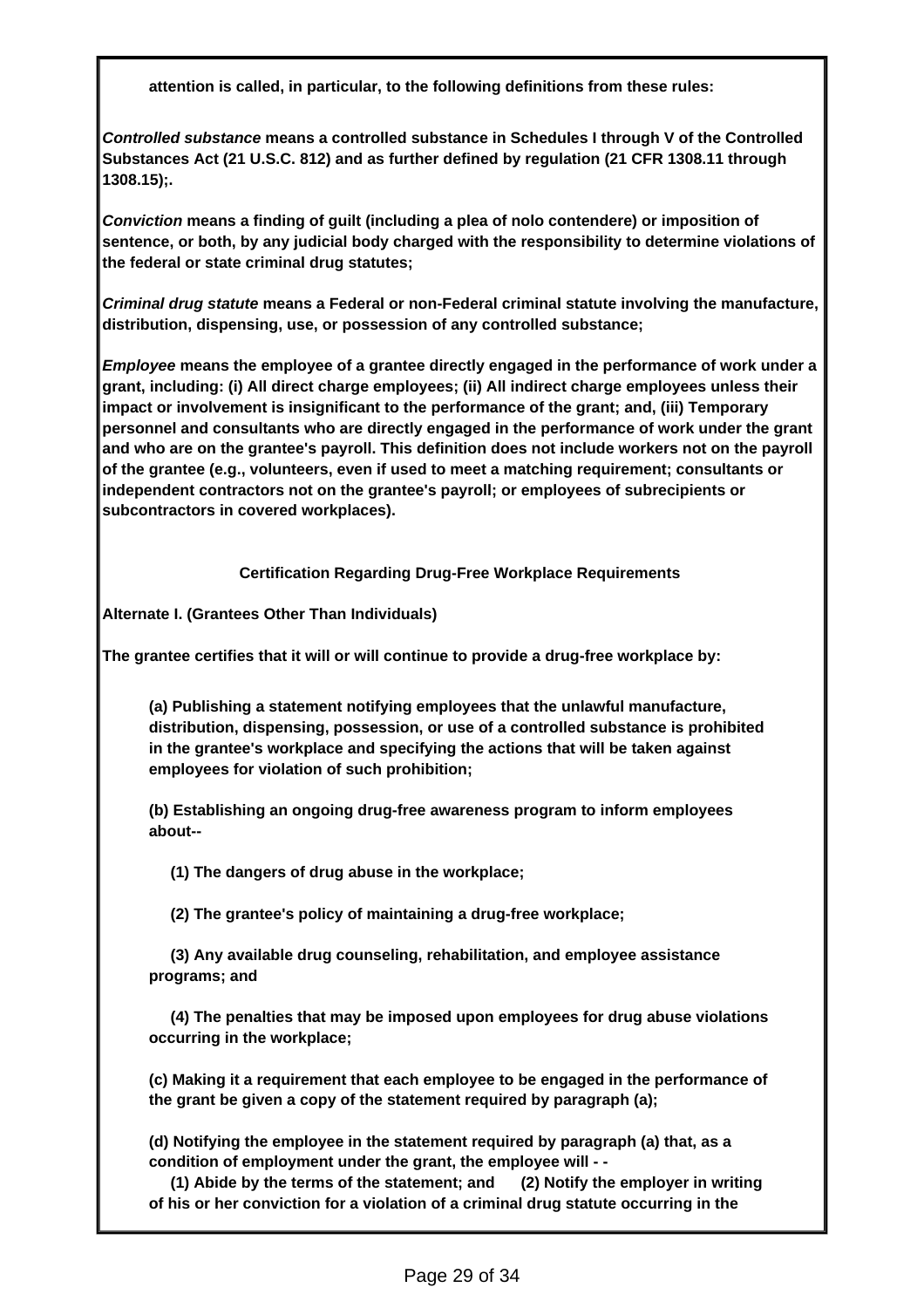**attention is called, in particular, to the following definitions from these rules:**

***Controlled substance*** **means a controlled substance in Schedules I through V of the Controlled Substances Act (21 U.S.C. 812) and as further defined by regulation (21 CFR 1308.11 through 1308.15);.**

***Conviction*** **means a finding of guilt (including a plea of nolo contendere) or imposition of sentence, or both, by any judicial body charged with the responsibility to determine violations of the federal or state criminal drug statutes;**

***Criminal drug statute*** **means a Federal or non-Federal criminal statute involving the manufacture, distribution, dispensing, use, or possession of any controlled substance;**

***Employee*** **means the employee of a grantee directly engaged in the performance of work under a grant, including: (i) All direct charge employees; (ii) All indirect charge employees unless their impact or involvement is insignificant to the performance of the grant; and, (iii) Temporary personnel and consultants who are directly engaged in the performance of work under the grant and who are on the grantee's payroll. This definition does not include workers not on the payroll of the grantee (e.g., volunteers, even if used to meet a matching requirement; consultants or independent contractors not on the grantee's payroll; or employees of subrecipients or subcontractors in covered workplaces).**

**Certification Regarding Drug-Free Workplace Requirements**

**Alternate I. (Grantees Other Than Individuals)**

**The grantee certifies that it will or will continue to provide a drug-free workplace by:**

**(a) Publishing a statement notifying employees that the unlawful manufacture, distribution, dispensing, possession, or use of a controlled substance is prohibited in the grantee's workplace and specifying the actions that will be taken against employees for violation of such prohibition;**

**(b) Establishing an ongoing drug-free awareness program to inform employees about--**

**(1) The dangers of drug abuse in the workplace;**

**(2) The grantee's policy of maintaining a drug-free workplace;**

**(3) Any available drug counseling, rehabilitation, and employee assistance programs; and**

**(4) The penalties that may be imposed upon employees for drug abuse violations occurring in the workplace;**

**(c) Making it a requirement that each employee to be engaged in the performance of the grant be given a copy of the statement required by paragraph (a);**

**(d) Notifying the employee in the statement required by paragraph (a) that, as a condition of employment under the grant, the employee will - -**

**(1) Abide by the terms of the statement; and (2) Notify the employer in writing of his or her conviction for a violation of a criminal drug statute occurring in the**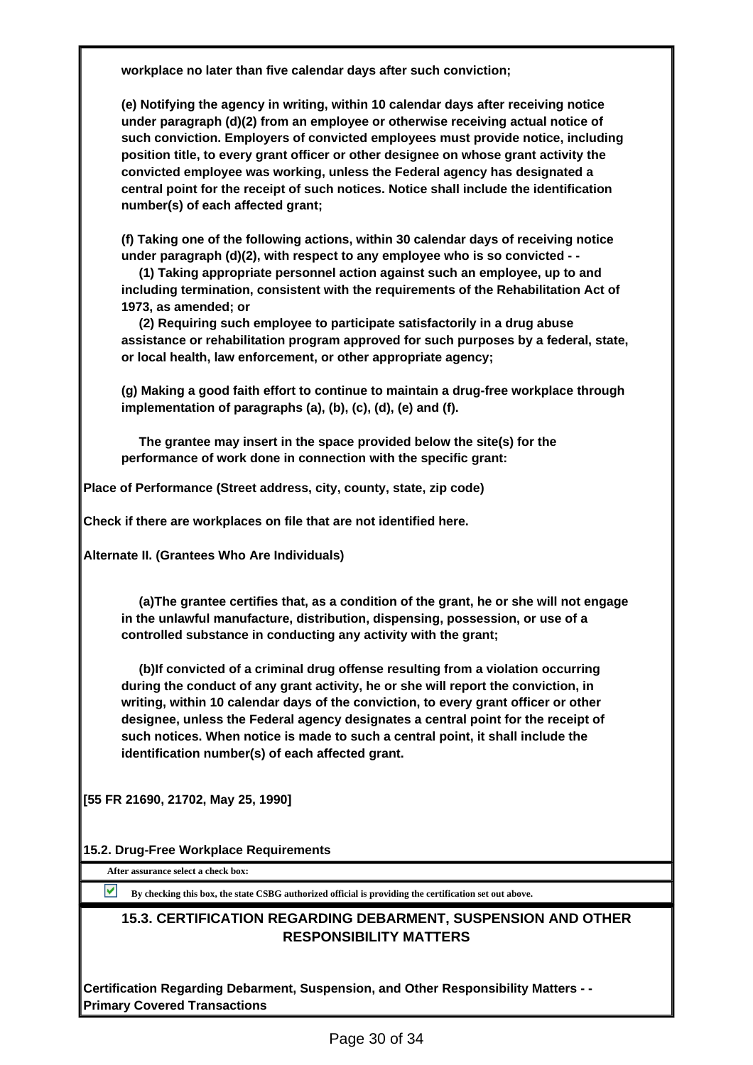**workplace no later than five calendar days after such conviction;**

**(e) Notifying the agency in writing, within 10 calendar days after receiving notice under paragraph (d)(2) from an employee or otherwise receiving actual notice of such conviction. Employers of convicted employees must provide notice, including position title, to every grant officer or other designee on whose grant activity the convicted employee was working, unless the Federal agency has designated a central point for the receipt of such notices. Notice shall include the identification number(s) of each affected grant;**

**(f) Taking one of the following actions, within 30 calendar days of receiving notice under paragraph (d)(2), with respect to any employee who is so convicted - -**

**(1) Taking appropriate personnel action against such an employee, up to and including termination, consistent with the requirements of the Rehabilitation Act of 1973, as amended; or**

**(2) Requiring such employee to participate satisfactorily in a drug abuse assistance or rehabilitation program approved for such purposes by a federal, state, or local health, law enforcement, or other appropriate agency;**

**(g) Making a good faith effort to continue to maintain a drug-free workplace through implementation of paragraphs (a), (b), (c), (d), (e) and (f).**

**The grantee may insert in the space provided below the site(s) for the performance of work done in connection with the specific grant:**

**Place of Performance (Street address, city, county, state, zip code)**

**Check if there are workplaces on file that are not identified here.**

**Alternate II. (Grantees Who Are Individuals)**

**(a)The grantee certifies that, as a condition of the grant, he or she will not engage in the unlawful manufacture, distribution, dispensing, possession, or use of a controlled substance in conducting any activity with the grant;**

**(b)If convicted of a criminal drug offense resulting from a violation occurring during the conduct of any grant activity, he or she will report the conviction, in writing, within 10 calendar days of the conviction, to every grant officer or other designee, unless the Federal agency designates a central point for the receipt of such notices. When notice is made to such a central point, it shall include the identification number(s) of each affected grant.**

**[55 FR 21690, 21702, May 25, 1990]**

**15.2. Drug-Free Workplace Requirements**

**After assurance select a check box:**

☑ **By checking this box, the state CSBG authorized official is providing the certification set out above.**

## 15.3. CERTIFICATION REGARDING DEBARMENT, SUSPENSION AND OTHER RESPONSIBILITY MATTERS

**Certification Regarding Debarment, Suspension, and Other Responsibility Matters - - Primary Covered Transactions**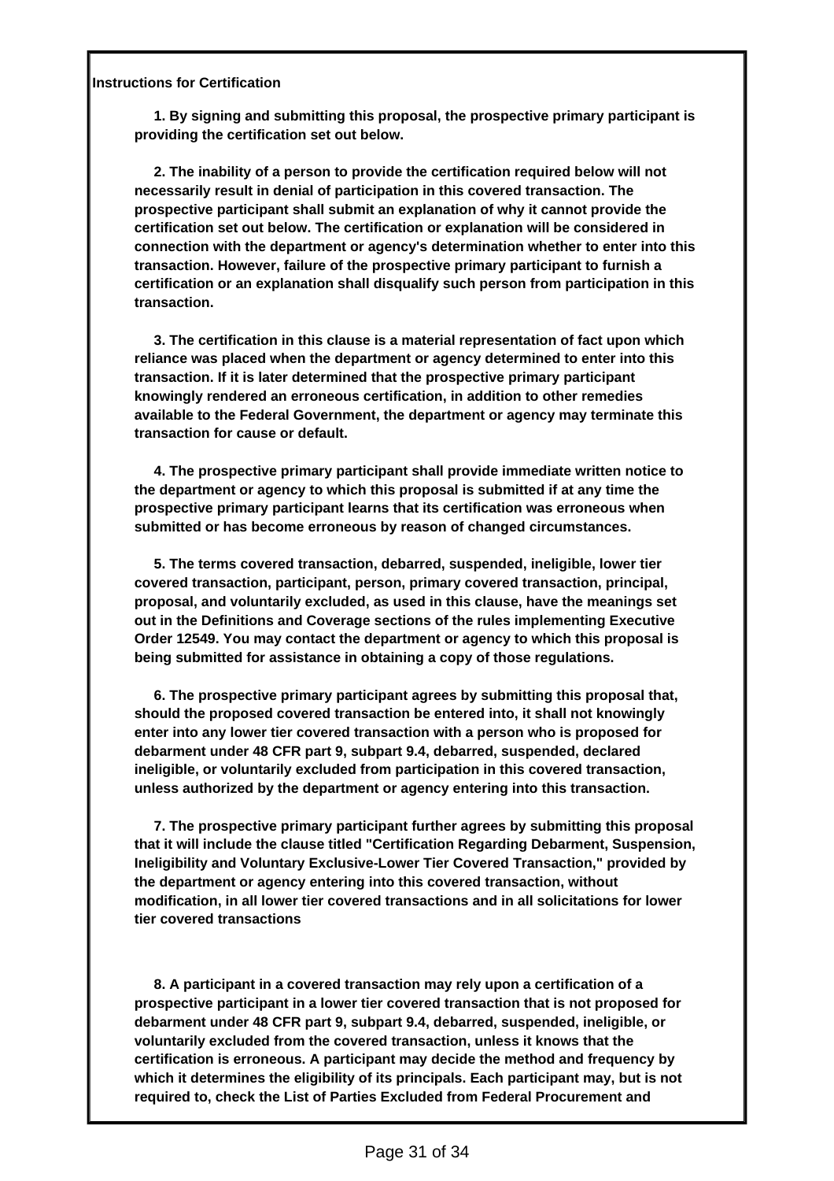**Instructions for Certification**

**1. By signing and submitting this proposal, the prospective primary participant is providing the certification set out below.**

**2. The inability of a person to provide the certification required below will not necessarily result in denial of participation in this covered transaction. The prospective participant shall submit an explanation of why it cannot provide the certification set out below. The certification or explanation will be considered in connection with the department or agency's determination whether to enter into this transaction. However, failure of the prospective primary participant to furnish a certification or an explanation shall disqualify such person from participation in this transaction.**

**3. The certification in this clause is a material representation of fact upon which reliance was placed when the department or agency determined to enter into this transaction. If it is later determined that the prospective primary participant knowingly rendered an erroneous certification, in addition to other remedies available to the Federal Government, the department or agency may terminate this transaction for cause or default.**

**4. The prospective primary participant shall provide immediate written notice to the department or agency to which this proposal is submitted if at any time the prospective primary participant learns that its certification was erroneous when submitted or has become erroneous by reason of changed circumstances.**

**5. The terms covered transaction, debarred, suspended, ineligible, lower tier covered transaction, participant, person, primary covered transaction, principal, proposal, and voluntarily excluded, as used in this clause, have the meanings set out in the Definitions and Coverage sections of the rules implementing Executive Order 12549. You may contact the department or agency to which this proposal is being submitted for assistance in obtaining a copy of those regulations.**

**6. The prospective primary participant agrees by submitting this proposal that, should the proposed covered transaction be entered into, it shall not knowingly enter into any lower tier covered transaction with a person who is proposed for debarment under 48 CFR part 9, subpart 9.4, debarred, suspended, declared ineligible, or voluntarily excluded from participation in this covered transaction, unless authorized by the department or agency entering into this transaction.**

**7. The prospective primary participant further agrees by submitting this proposal that it will include the clause titled "Certification Regarding Debarment, Suspension, Ineligibility and Voluntary Exclusive-Lower Tier Covered Transaction," provided by the department or agency entering into this covered transaction, without modification, in all lower tier covered transactions and in all solicitations for lower tier covered transactions**

**8. A participant in a covered transaction may rely upon a certification of a prospective participant in a lower tier covered transaction that is not proposed for debarment under 48 CFR part 9, subpart 9.4, debarred, suspended, ineligible, or voluntarily excluded from the covered transaction, unless it knows that the certification is erroneous. A participant may decide the method and frequency by which it determines the eligibility of its principals. Each participant may, but is not required to, check the List of Parties Excluded from Federal Procurement and**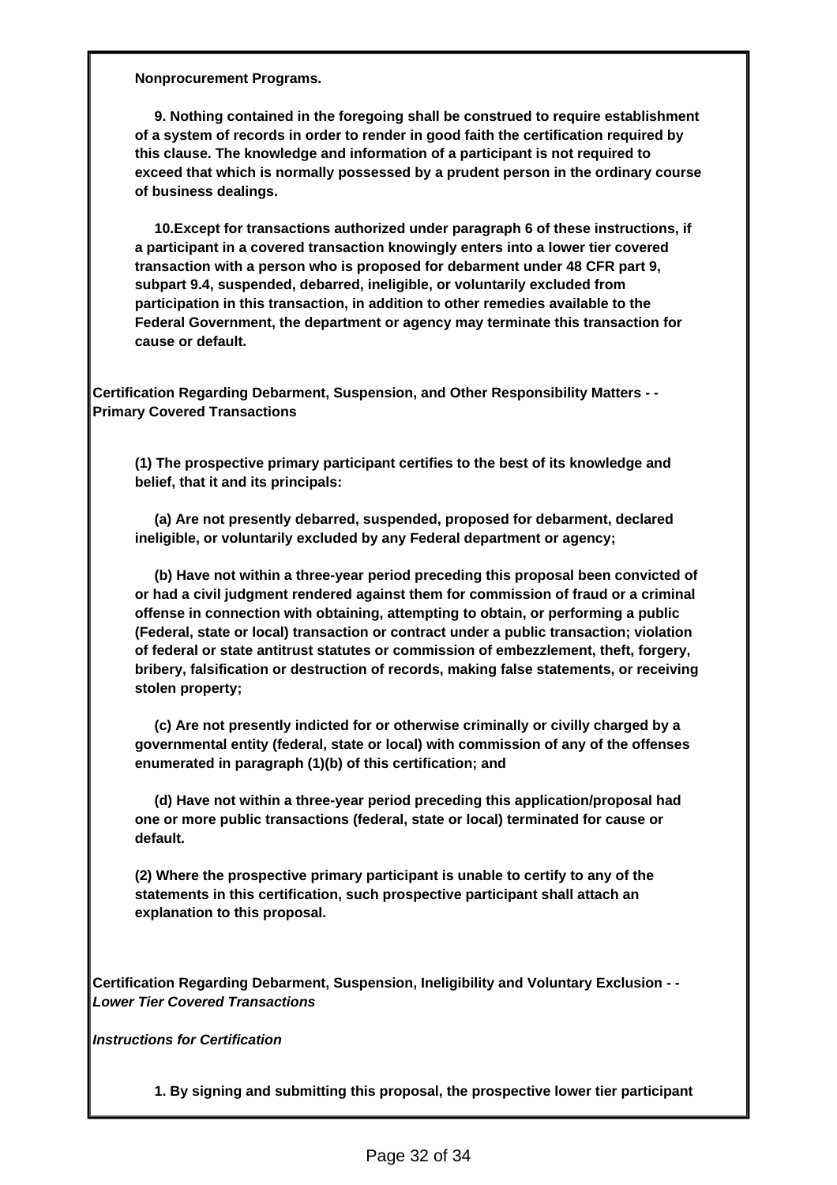**Nonprocurement Programs.**

**9. Nothing contained in the foregoing shall be construed to require establishment of a system of records in order to render in good faith the certification required by this clause. The knowledge and information of a participant is not required to exceed that which is normally possessed by a prudent person in the ordinary course of business dealings.**

**10.Except for transactions authorized under paragraph 6 of these instructions, if a participant in a covered transaction knowingly enters into a lower tier covered transaction with a person who is proposed for debarment under 48 CFR part 9, subpart 9.4, suspended, debarred, ineligible, or voluntarily excluded from participation in this transaction, in addition to other remedies available to the Federal Government, the department or agency may terminate this transaction for cause or default.**

**Certification Regarding Debarment, Suspension, and Other Responsibility Matters - - Primary Covered Transactions**

**(1) The prospective primary participant certifies to the best of its knowledge and belief, that it and its principals:**

**(a) Are not presently debarred, suspended, proposed for debarment, declared ineligible, or voluntarily excluded by any Federal department or agency;**

**(b) Have not within a three-year period preceding this proposal been convicted of or had a civil judgment rendered against them for commission of fraud or a criminal offense in connection with obtaining, attempting to obtain, or performing a public (Federal, state or local) transaction or contract under a public transaction; violation of federal or state antitrust statutes or commission of embezzlement, theft, forgery, bribery, falsification or destruction of records, making false statements, or receiving stolen property;**

**(c) Are not presently indicted for or otherwise criminally or civilly charged by a governmental entity (federal, state or local) with commission of any of the offenses enumerated in paragraph (1)(b) of this certification; and**

**(d) Have not within a three-year period preceding this application/proposal had one or more public transactions (federal, state or local) terminated for cause or default.**

**(2) Where the prospective primary participant is unable to certify to any of the statements in this certification, such prospective participant shall attach an explanation to this proposal.**

**Certification Regarding Debarment, Suspension, Ineligibility and Voluntary Exclusion - -** ***Lower Tier Covered Transactions***

***Instructions for Certification***

**1. By signing and submitting this proposal, the prospective lower tier participant**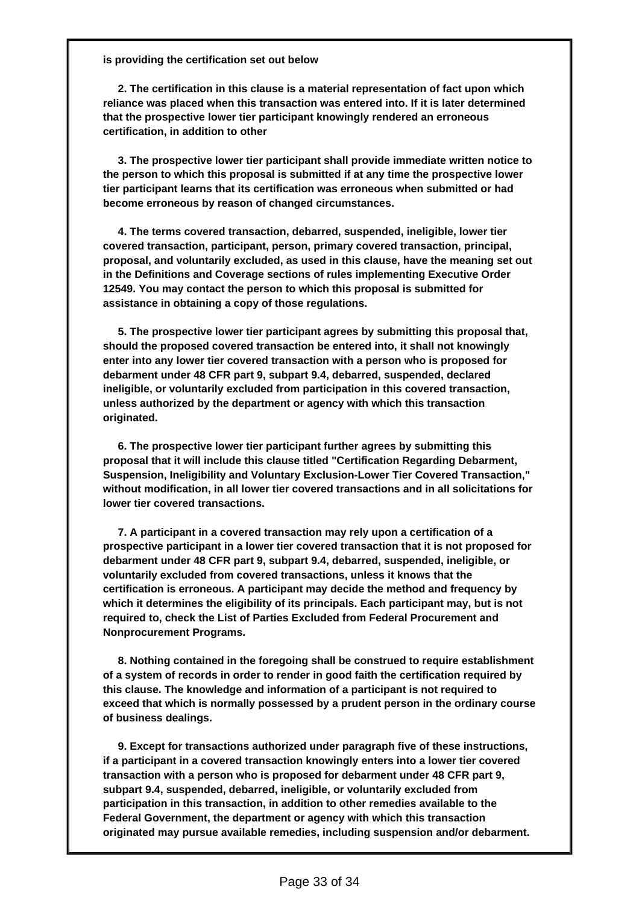**is providing the certification set out below**

**2. The certification in this clause is a material representation of fact upon which reliance was placed when this transaction was entered into. If it is later determined that the prospective lower tier participant knowingly rendered an erroneous certification, in addition to other**

**3. The prospective lower tier participant shall provide immediate written notice to the person to which this proposal is submitted if at any time the prospective lower tier participant learns that its certification was erroneous when submitted or had become erroneous by reason of changed circumstances.**

**4. The terms covered transaction, debarred, suspended, ineligible, lower tier covered transaction, participant, person, primary covered transaction, principal, proposal, and voluntarily excluded, as used in this clause, have the meaning set out in the Definitions and Coverage sections of rules implementing Executive Order 12549. You may contact the person to which this proposal is submitted for assistance in obtaining a copy of those regulations.**

**5. The prospective lower tier participant agrees by submitting this proposal that, should the proposed covered transaction be entered into, it shall not knowingly enter into any lower tier covered transaction with a person who is proposed for debarment under 48 CFR part 9, subpart 9.4, debarred, suspended, declared ineligible, or voluntarily excluded from participation in this covered transaction, unless authorized by the department or agency with which this transaction originated.**

**6. The prospective lower tier participant further agrees by submitting this proposal that it will include this clause titled "Certification Regarding Debarment, Suspension, Ineligibility and Voluntary Exclusion-Lower Tier Covered Transaction," without modification, in all lower tier covered transactions and in all solicitations for lower tier covered transactions.**

**7. A participant in a covered transaction may rely upon a certification of a prospective participant in a lower tier covered transaction that it is not proposed for debarment under 48 CFR part 9, subpart 9.4, debarred, suspended, ineligible, or voluntarily excluded from covered transactions, unless it knows that the certification is erroneous. A participant may decide the method and frequency by which it determines the eligibility of its principals. Each participant may, but is not required to, check the List of Parties Excluded from Federal Procurement and Nonprocurement Programs.**

**8. Nothing contained in the foregoing shall be construed to require establishment of a system of records in order to render in good faith the certification required by this clause. The knowledge and information of a participant is not required to exceed that which is normally possessed by a prudent person in the ordinary course of business dealings.**

**9. Except for transactions authorized under paragraph five of these instructions, if a participant in a covered transaction knowingly enters into a lower tier covered transaction with a person who is proposed for debarment under 48 CFR part 9, subpart 9.4, suspended, debarred, ineligible, or voluntarily excluded from participation in this transaction, in addition to other remedies available to the Federal Government, the department or agency with which this transaction originated may pursue available remedies, including suspension and/or debarment.**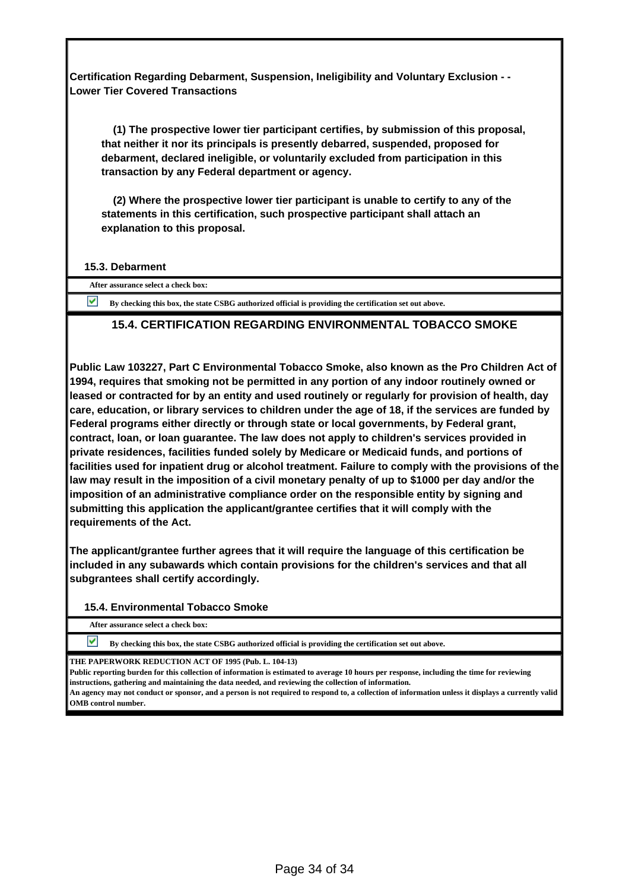**Certification Regarding Debarment, Suspension, Ineligibility and Voluntary Exclusion - - Lower Tier Covered Transactions**

**(1) The prospective lower tier participant certifies, by submission of this proposal, that neither it nor its principals is presently debarred, suspended, proposed for debarment, declared ineligible, or voluntarily excluded from participation in this transaction by any Federal department or agency.**

**(2) Where the prospective lower tier participant is unable to certify to any of the statements in this certification, such prospective participant shall attach an explanation to this proposal.**

**15.3. Debarment**

**After assurance select a check box:**

☑ **By checking this box, the state CSBG authorized official is providing the certification set out above.**

## 15.4. CERTIFICATION REGARDING ENVIRONMENTAL TOBACCO SMOKE

**Public Law 103227, Part C Environmental Tobacco Smoke, also known as the Pro Children Act of 1994, requires that smoking not be permitted in any portion of any indoor routinely owned or leased or contracted for by an entity and used routinely or regularly for provision of health, day care, education, or library services to children under the age of 18, if the services are funded by Federal programs either directly or through state or local governments, by Federal grant, contract, loan, or loan guarantee. The law does not apply to children's services provided in private residences, facilities funded solely by Medicare or Medicaid funds, and portions of facilities used for inpatient drug or alcohol treatment. Failure to comply with the provisions of the law may result in the imposition of a civil monetary penalty of up to $1000 per day and/or the imposition of an administrative compliance order on the responsible entity by signing and submitting this application the applicant/grantee certifies that it will comply with the requirements of the Act.**

**The applicant/grantee further agrees that it will require the language of this certification be included in any subawards which contain provisions for the children's services and that all subgrantees shall certify accordingly.**

**15.4. Environmental Tobacco Smoke**

**After assurance select a check box:**

☑ **By checking this box, the state CSBG authorized official is providing the certification set out above.**

**THE PAPERWORK REDUCTION ACT OF 1995 (Pub. L. 104-13)**
**Public reporting burden for this collection of information is estimated to average 10 hours per response, including the time for reviewing instructions, gathering and maintaining the data needed, and reviewing the collection of information.**
**An agency may not conduct or sponsor, and a person is not required to respond to, a collection of information unless it displays a currently valid OMB control number.**